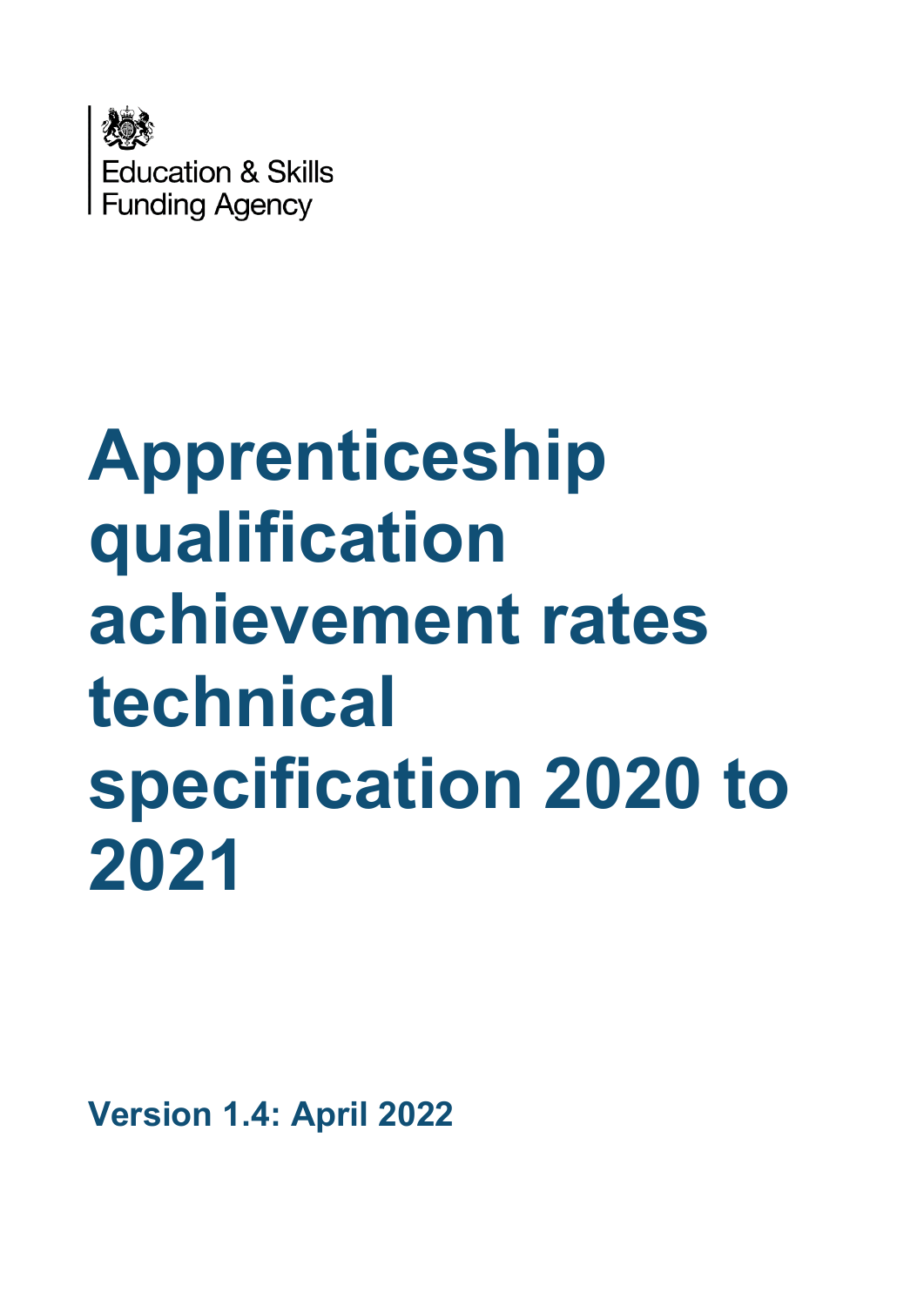Education & Skills Funding Agency

# Apprenticeship qualification achievement rates technical specification 2020 to 2021

**Version 1.4: April 2022**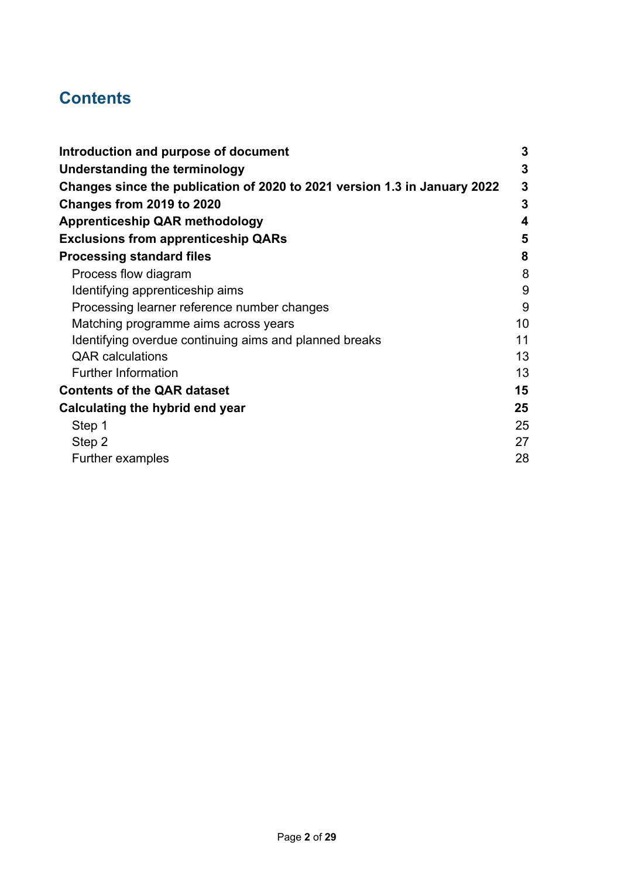## Contents

| | |
|---|---|
| **Introduction and purpose of document** | **3** |
| **Understanding the terminology** | **3** |
| **Changes since the publication of 2020 to 2021 version 1.3 in January 2022** | **3** |
| **Changes from 2019 to 2020** | **3** |
| **Apprenticeship QAR methodology** | **4** |
| **Exclusions from apprenticeship QARs** | **5** |
| **Processing standard files** | **8** |
| Process flow diagram | 8 |
| Identifying apprenticeship aims | 9 |
| Processing learner reference number changes | 9 |
| Matching programme aims across years | 10 |
| Identifying overdue continuing aims and planned breaks | 11 |
| QAR calculations | 13 |
| Further Information | 13 |
| **Contents of the QAR dataset** | **15** |
| **Calculating the hybrid end year** | **25** |
| Step 1 | 25 |
| Step 2 | 27 |
| Further examples | 28 |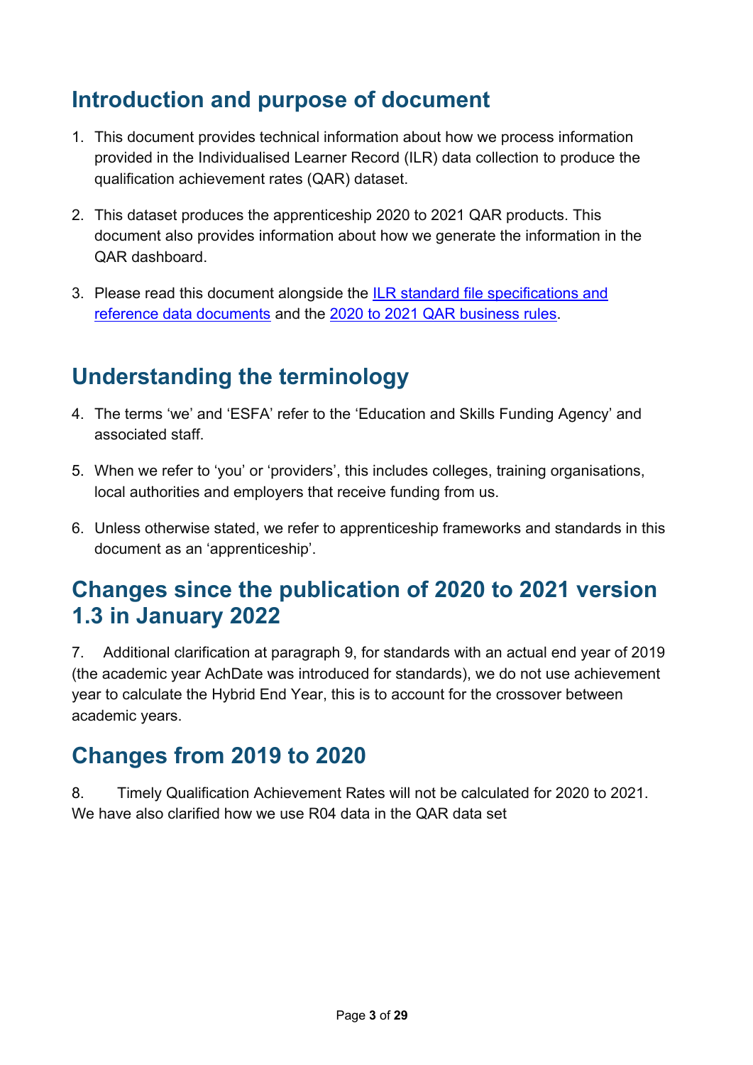## Introduction and purpose of document

1. This document provides technical information about how we process information provided in the Individualised Learner Record (ILR) data collection to produce the qualification achievement rates (QAR) dataset.

2. This dataset produces the apprenticeship 2020 to 2021 QAR products. This document also provides information about how we generate the information in the QAR dashboard.

3. Please read this document alongside the ILR standard file specifications and reference data documents and the 2020 to 2021 QAR business rules.

## Understanding the terminology

4. The terms 'we' and 'ESFA' refer to the 'Education and Skills Funding Agency' and associated staff.

5. When we refer to 'you' or 'providers', this includes colleges, training organisations, local authorities and employers that receive funding from us.

6. Unless otherwise stated, we refer to apprenticeship frameworks and standards in this document as an 'apprenticeship'.

## Changes since the publication of 2020 to 2021 version 1.3 in January 2022

7. Additional clarification at paragraph 9, for standards with an actual end year of 2019 (the academic year AchDate was introduced for standards), we do not use achievement year to calculate the Hybrid End Year, this is to account for the crossover between academic years.

## Changes from 2019 to 2020

8. Timely Qualification Achievement Rates will not be calculated for 2020 to 2021. We have also clarified how we use R04 data in the QAR data set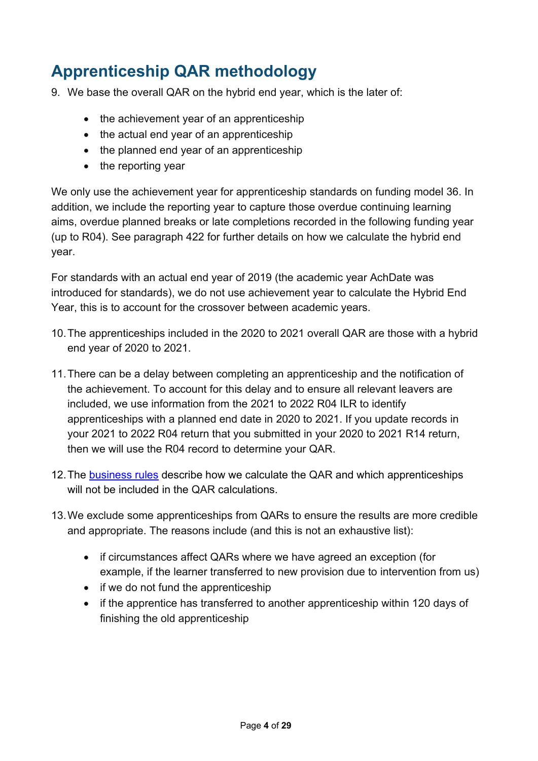## Apprenticeship QAR methodology

9. We base the overall QAR on the hybrid end year, which is the later of:

    - the achievement year of an apprenticeship
    - the actual end year of an apprenticeship
    - the planned end year of an apprenticeship
    - the reporting year

We only use the achievement year for apprenticeship standards on funding model 36. In addition, we include the reporting year to capture those overdue continuing learning aims, overdue planned breaks or late completions recorded in the following funding year (up to R04). See paragraph 422 for further details on how we calculate the hybrid end year.

For standards with an actual end year of 2019 (the academic year AchDate was introduced for standards), we do not use achievement year to calculate the Hybrid End Year, this is to account for the crossover between academic years.

10. The apprenticeships included in the 2020 to 2021 overall QAR are those with a hybrid end year of 2020 to 2021.

11. There can be a delay between completing an apprenticeship and the notification of the achievement. To account for this delay and to ensure all relevant leavers are included, we use information from the 2021 to 2022 R04 ILR to identify apprenticeships with a planned end date in 2020 to 2021. If you update records in your 2021 to 2022 R04 return that you submitted in your 2020 to 2021 R14 return, then we will use the R04 record to determine your QAR.

12. The business rules describe how we calculate the QAR and which apprenticeships will not be included in the QAR calculations.

13. We exclude some apprenticeships from QARs to ensure the results are more credible and appropriate. The reasons include (and this is not an exhaustive list):

    - if circumstances affect QARs where we have agreed an exception (for example, if the learner transferred to new provision due to intervention from us)
    - if we do not fund the apprenticeship
    - if the apprentice has transferred to another apprenticeship within 120 days of finishing the old apprenticeship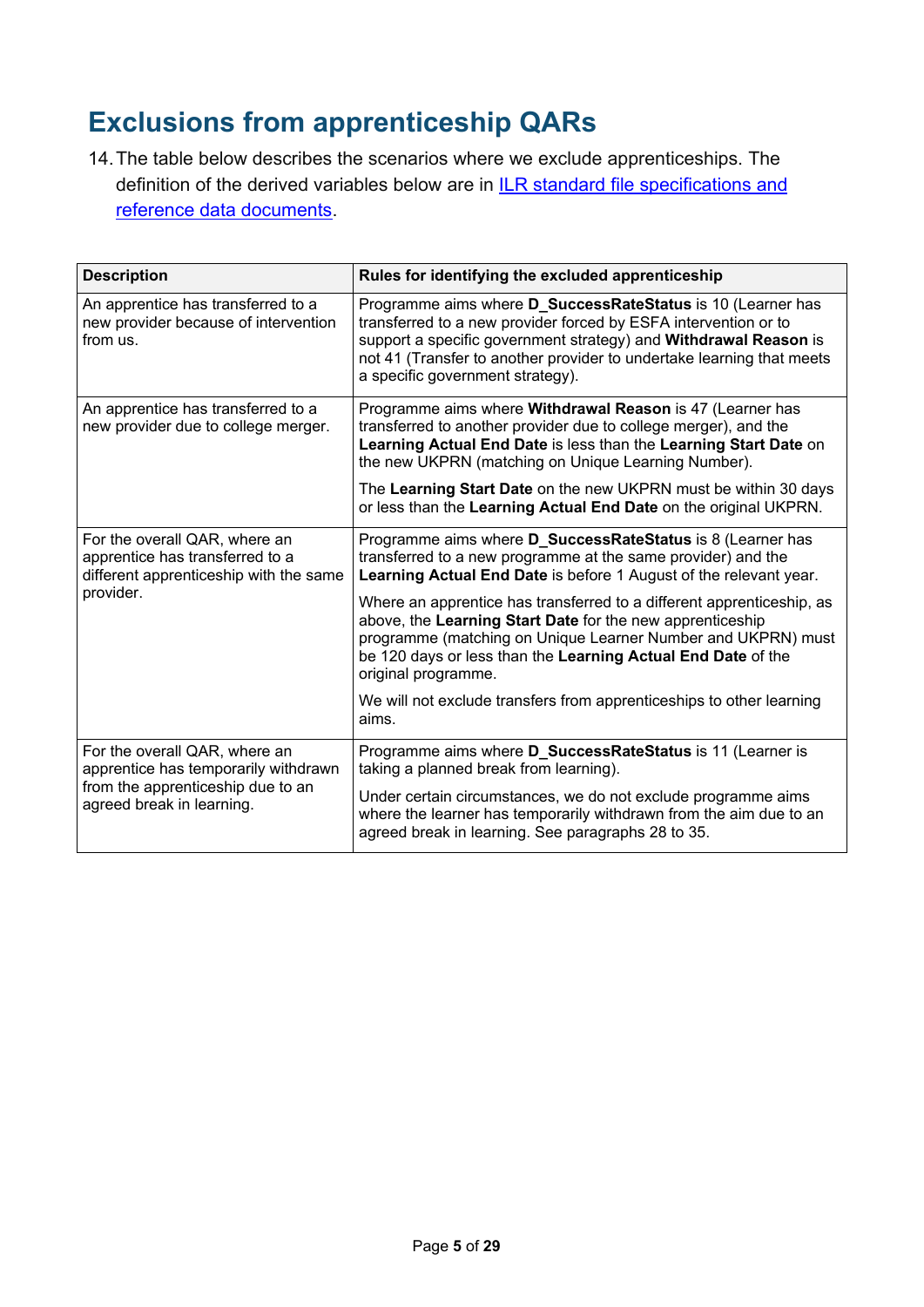# Exclusions from apprenticeship QARs

14. The table below describes the scenarios where we exclude apprenticeships. The definition of the derived variables below are in [ILR standard file specifications and reference data documents](ILR standard file specifications and reference data documents).

| Description | Rules for identifying the excluded apprenticeship |
| --- | --- |
| An apprentice has transferred to a new provider because of intervention from us. | Programme aims where **D_SuccessRateStatus** is 10 (Learner has transferred to a new provider forced by ESFA intervention or to support a specific government strategy) and **Withdrawal Reason** is not 41 (Transfer to another provider to undertake learning that meets a specific government strategy). |
| An apprentice has transferred to a new provider due to college merger. | Programme aims where **Withdrawal Reason** is 47 (Learner has transferred to another provider due to college merger), and the **Learning Actual End Date** is less than the **Learning Start Date** on the new UKPRN (matching on Unique Learning Number).<br><br>The **Learning Start Date** on the new UKPRN must be within 30 days or less than the **Learning Actual End Date** on the original UKPRN. |
| For the overall QAR, where an apprentice has transferred to a different apprenticeship with the same provider. | Programme aims where **D_SuccessRateStatus** is 8 (Learner has transferred to a new programme at the same provider) and the **Learning Actual End Date** is before 1 August of the relevant year.<br><br>Where an apprentice has transferred to a different apprenticeship, as above, the **Learning Start Date** for the new apprenticeship programme (matching on Unique Learner Number and UKPRN) must be 120 days or less than the **Learning Actual End Date** of the original programme.<br><br>We will not exclude transfers from apprenticeships to other learning aims. |
| For the overall QAR, where an apprentice has temporarily withdrawn from the apprenticeship due to an agreed break in learning. | Programme aims where **D_SuccessRateStatus** is 11 (Learner is taking a planned break from learning).<br><br>Under certain circumstances, we do not exclude programme aims where the learner has temporarily withdrawn from the aim due to an agreed break in learning. See paragraphs 28 to 35. |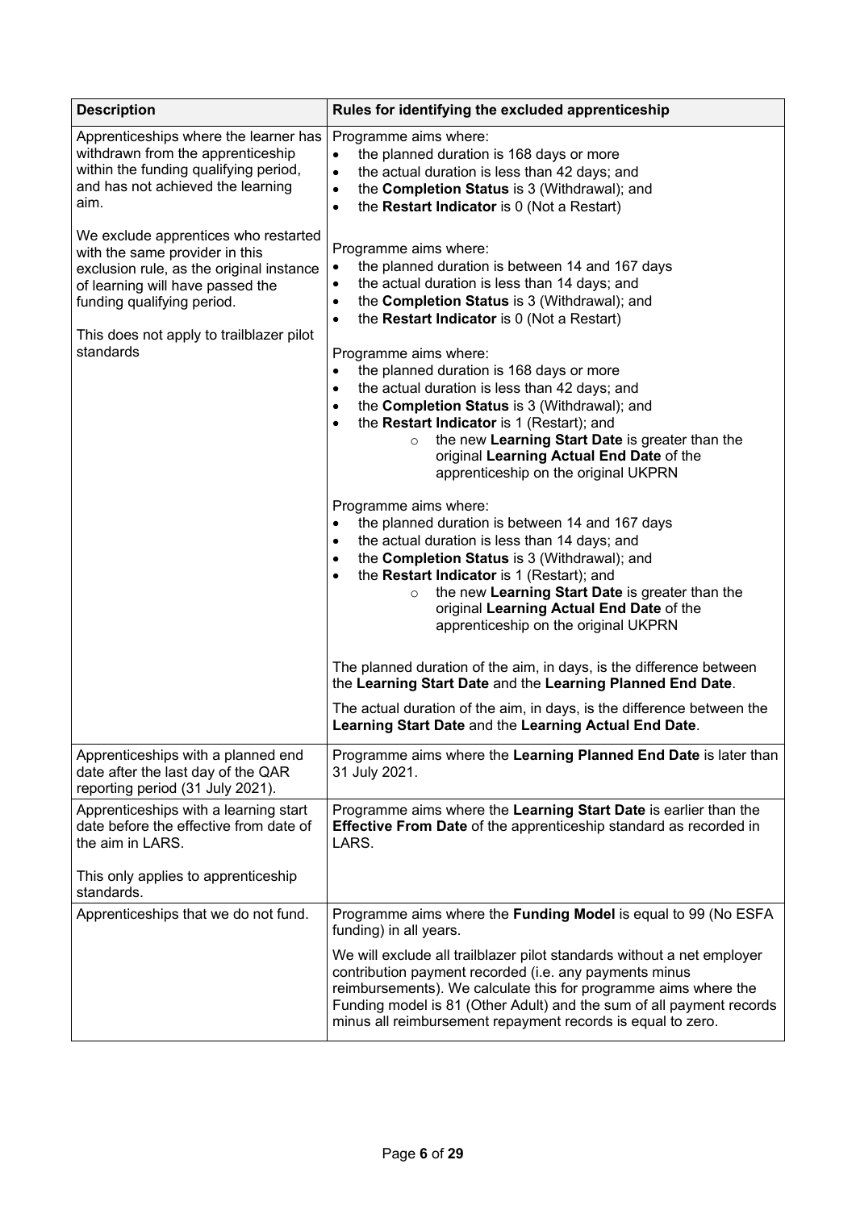| Description | Rules for identifying the excluded apprenticeship |
|---|---|
| Apprenticeships where the learner has withdrawn from the apprenticeship within the funding qualifying period, and has not achieved the learning aim.<br><br>We exclude apprentices who restarted with the same provider in this exclusion rule, as the original instance of learning will have passed the funding qualifying period.<br><br>This does not apply to trailblazer pilot standards | Programme aims where:<br>• the planned duration is 168 days or more<br>• the actual duration is less than 42 days; and<br>• the **Completion Status** is 3 (Withdrawal); and<br>• the **Restart Indicator** is 0 (Not a Restart)<br><br>Programme aims where:<br>• the planned duration is between 14 and 167 days<br>• the actual duration is less than 14 days; and<br>• the **Completion Status** is 3 (Withdrawal); and<br>• the **Restart Indicator** is 0 (Not a Restart)<br><br>Programme aims where:<br>• the planned duration is 168 days or more<br>• the actual duration is less than 42 days; and<br>• the **Completion Status** is 3 (Withdrawal); and<br>• the **Restart Indicator** is 1 (Restart); and<br>  ○ the new **Learning Start Date** is greater than the original **Learning Actual End Date** of the apprenticeship on the original UKPRN<br><br>Programme aims where:<br>• the planned duration is between 14 and 167 days<br>• the actual duration is less than 14 days; and<br>• the **Completion Status** is 3 (Withdrawal); and<br>• the **Restart Indicator** is 1 (Restart); and<br>  ○ the new **Learning Start Date** is greater than the original **Learning Actual End Date** of the apprenticeship on the original UKPRN<br><br>The planned duration of the aim, in days, is the difference between the **Learning Start Date** and the **Learning Planned End Date**.<br><br>The actual duration of the aim, in days, is the difference between the **Learning Start Date** and the **Learning Actual End Date**. |
| Apprenticeships with a planned end date after the last day of the QAR reporting period (31 July 2021). | Programme aims where the **Learning Planned End Date** is later than 31 July 2021. |
| Apprenticeships with a learning start date before the effective from date of the aim in LARS.<br><br>This only applies to apprenticeship standards. | Programme aims where the **Learning Start Date** is earlier than the **Effective From Date** of the apprenticeship standard as recorded in LARS. |
| Apprenticeships that we do not fund. | Programme aims where the **Funding Model** is equal to 99 (No ESFA funding) in all years.<br><br>We will exclude all trailblazer pilot standards without a net employer contribution payment recorded (i.e. any payments minus reimbursements). We calculate this for programme aims where the Funding model is 81 (Other Adult) and the sum of all payment records minus all reimbursement repayment records is equal to zero. |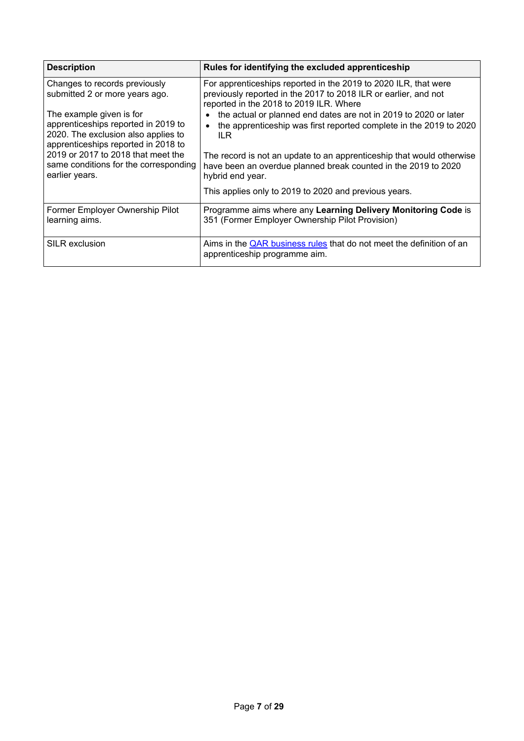| Description | Rules for identifying the excluded apprenticeship |
| --- | --- |
| Changes to records previously submitted 2 or more years ago.<br><br>The example given is for apprenticeships reported in 2019 to 2020. The exclusion also applies to apprenticeships reported in 2018 to 2019 or 2017 to 2018 that meet the same conditions for the corresponding earlier years. | For apprenticeships reported in the 2019 to 2020 ILR, that were previously reported in the 2017 to 2018 ILR or earlier, and not reported in the 2018 to 2019 ILR. Where<br>• the actual or planned end dates are not in 2019 to 2020 or later<br>• the apprenticeship was first reported complete in the 2019 to 2020 ILR<br><br>The record is not an update to an apprenticeship that would otherwise have been an overdue planned break counted in the 2019 to 2020 hybrid end year.<br><br>This applies only to 2019 to 2020 and previous years. |
| Former Employer Ownership Pilot learning aims. | Programme aims where any **Learning Delivery Monitoring Code** is 351 (Former Employer Ownership Pilot Provision) |
| SILR exclusion | Aims in the [QAR business rules]() that do not meet the definition of an apprenticeship programme aim. |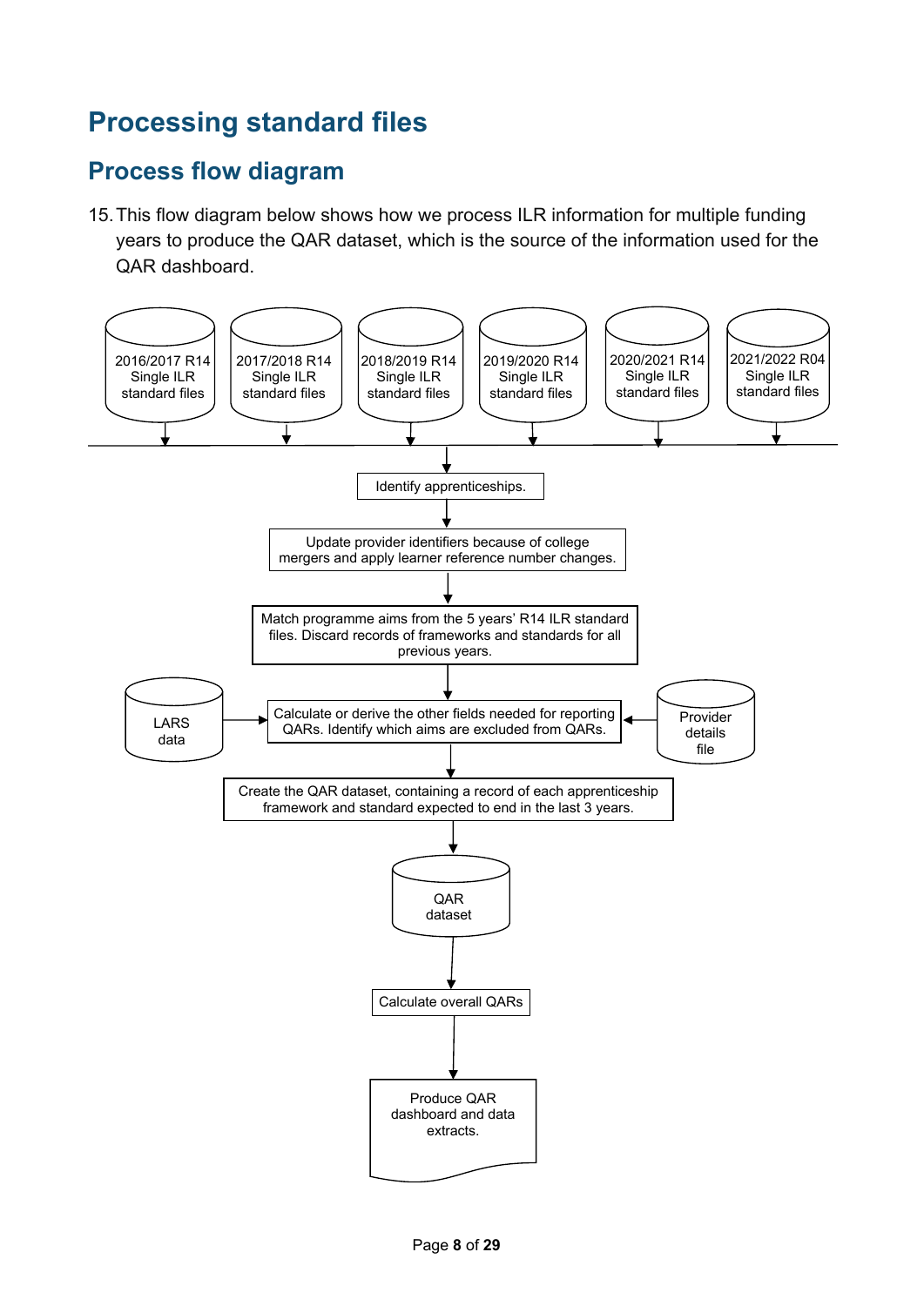# Processing standard files

## Process flow diagram

15. This flow diagram below shows how we process ILR information for multiple funding years to produce the QAR dataset, which is the source of the information used for the QAR dashboard.

2016/2017 R14 Single ILR standard files

2017/2018 R14 Single ILR standard files

2018/2019 R14 Single ILR standard files

2019/2020 R14 Single ILR standard files

2020/2021 R14 Single ILR standard files

2021/2022 R04 Single ILR standard files

Identify apprenticeships.

Update provider identifiers because of college mergers and apply learner reference number changes.

Match programme aims from the 5 years' R14 ILR standard files. Discard records of frameworks and standards for all previous years.

LARS data

Calculate or derive the other fields needed for reporting QARs. Identify which aims are excluded from QARs.

Provider details file

Create the QAR dataset, containing a record of each apprenticeship framework and standard expected to end in the last 3 years.

QAR dataset

Calculate overall QARs

Produce QAR dashboard and data extracts.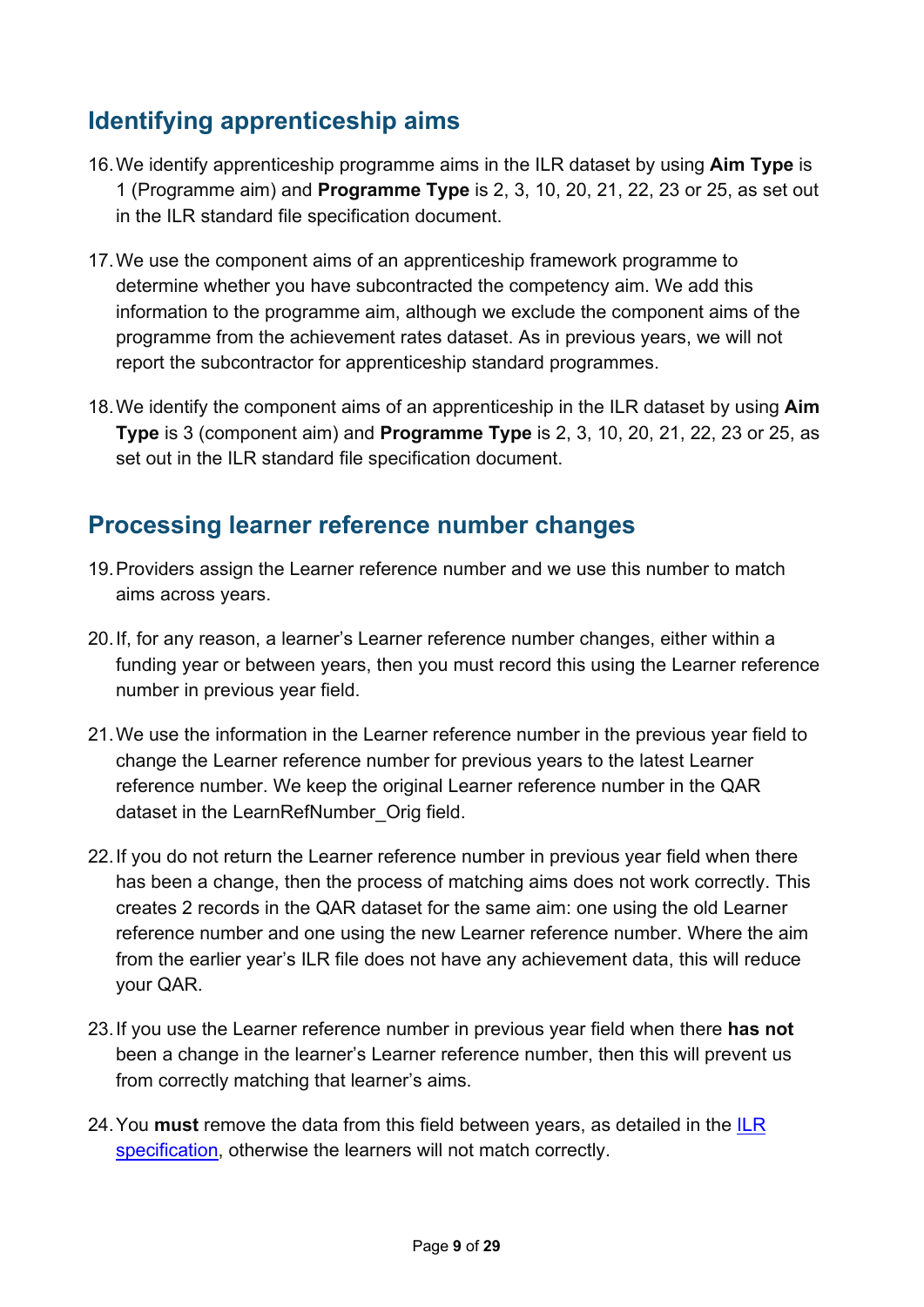## Identifying apprenticeship aims

16. We identify apprenticeship programme aims in the ILR dataset by using **Aim Type** is 1 (Programme aim) and **Programme Type** is 2, 3, 10, 20, 21, 22, 23 or 25, as set out in the ILR standard file specification document.

17. We use the component aims of an apprenticeship framework programme to determine whether you have subcontracted the competency aim. We add this information to the programme aim, although we exclude the component aims of the programme from the achievement rates dataset. As in previous years, we will not report the subcontractor for apprenticeship standard programmes.

18. We identify the component aims of an apprenticeship in the ILR dataset by using **Aim Type** is 3 (component aim) and **Programme Type** is 2, 3, 10, 20, 21, 22, 23 or 25, as set out in the ILR standard file specification document.

## Processing learner reference number changes

19. Providers assign the Learner reference number and we use this number to match aims across years.

20. If, for any reason, a learner's Learner reference number changes, either within a funding year or between years, then you must record this using the Learner reference number in previous year field.

21. We use the information in the Learner reference number in the previous year field to change the Learner reference number for previous years to the latest Learner reference number. We keep the original Learner reference number in the QAR dataset in the LearnRefNumber_Orig field.

22. If you do not return the Learner reference number in previous year field when there has been a change, then the process of matching aims does not work correctly. This creates 2 records in the QAR dataset for the same aim: one using the old Learner reference number and one using the new Learner reference number. Where the aim from the earlier year's ILR file does not have any achievement data, this will reduce your QAR.

23. If you use the Learner reference number in previous year field when there **has not** been a change in the learner's Learner reference number, then this will prevent us from correctly matching that learner's aims.

24. You **must** remove the data from this field between years, as detailed in the ILR specification, otherwise the learners will not match correctly.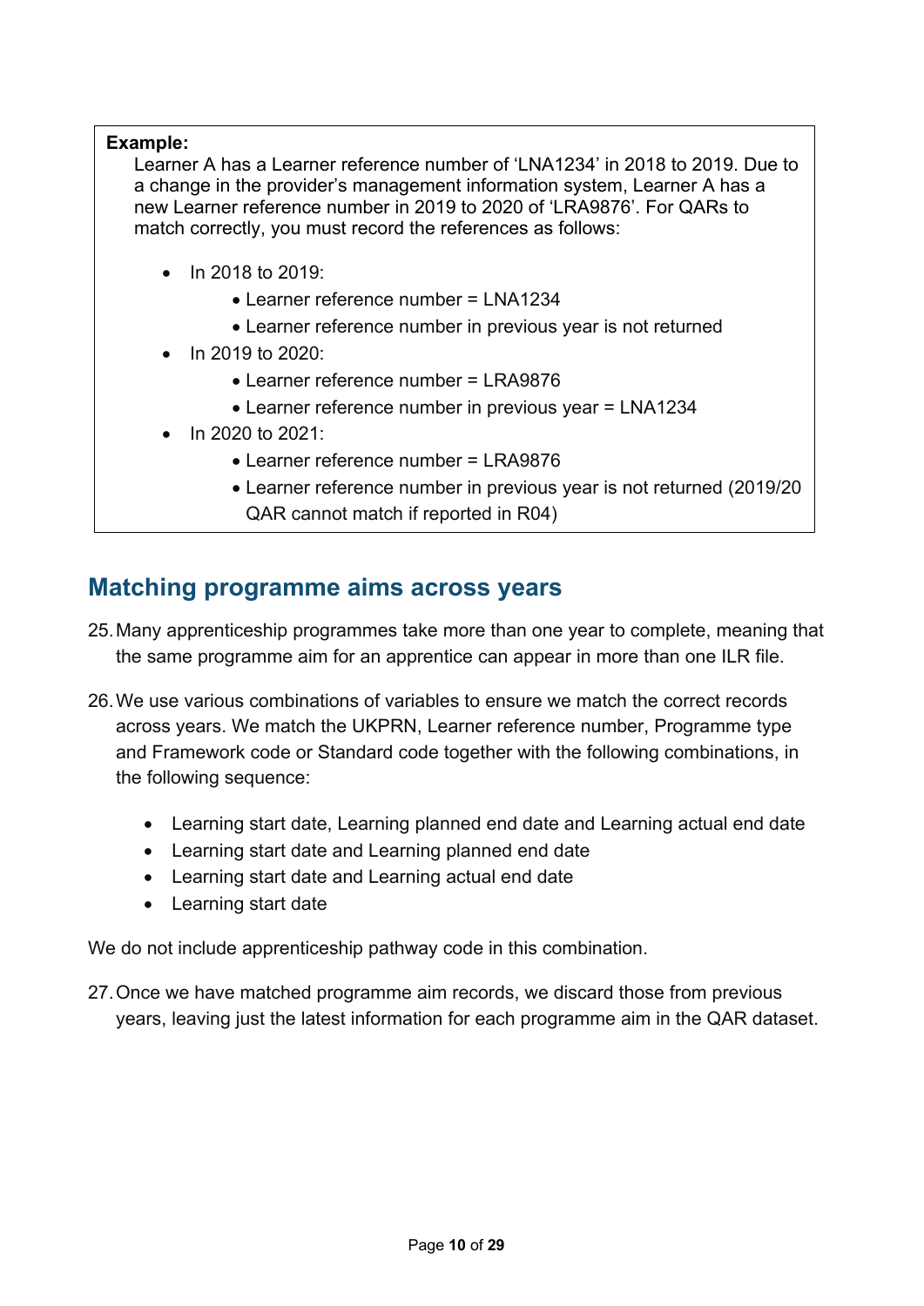**Example:**

Learner A has a Learner reference number of 'LNA1234' in 2018 to 2019. Due to a change in the provider's management information system, Learner A has a new Learner reference number in 2019 to 2020 of 'LRA9876'. For QARs to match correctly, you must record the references as follows:

- In 2018 to 2019:
  - Learner reference number = LNA1234
  - Learner reference number in previous year is not returned
- In 2019 to 2020:
  - Learner reference number = LRA9876
  - Learner reference number in previous year = LNA1234
- In 2020 to 2021:
  - Learner reference number = LRA9876
  - Learner reference number in previous year is not returned (2019/20 QAR cannot match if reported in R04)

## Matching programme aims across years

25. Many apprenticeship programmes take more than one year to complete, meaning that the same programme aim for an apprentice can appear in more than one ILR file.

26. We use various combinations of variables to ensure we match the correct records across years. We match the UKPRN, Learner reference number, Programme type and Framework code or Standard code together with the following combinations, in the following sequence:

   - Learning start date, Learning planned end date and Learning actual end date
   - Learning start date and Learning planned end date
   - Learning start date and Learning actual end date
   - Learning start date

We do not include apprenticeship pathway code in this combination.

27. Once we have matched programme aim records, we discard those from previous years, leaving just the latest information for each programme aim in the QAR dataset.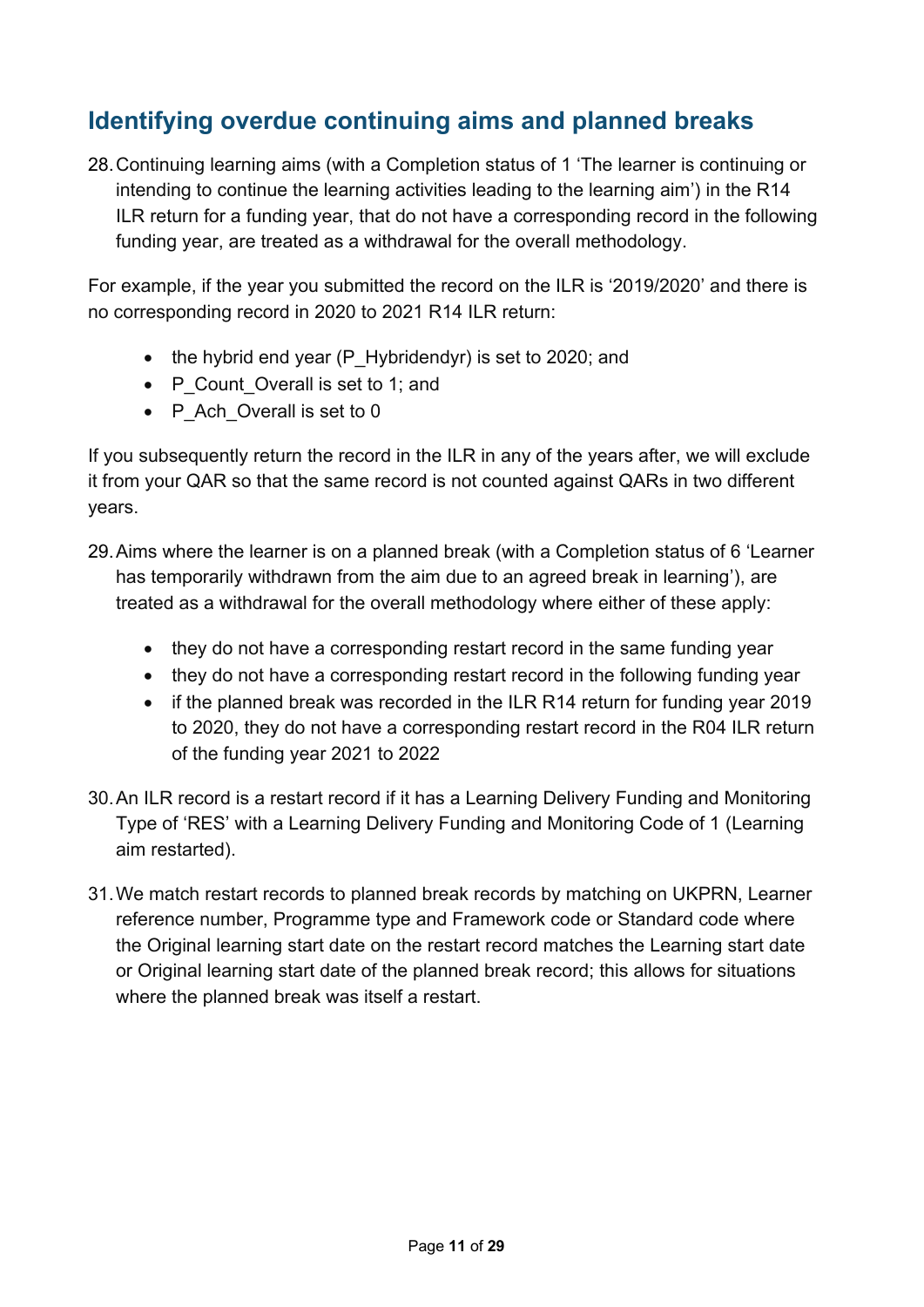## Identifying overdue continuing aims and planned breaks

28. Continuing learning aims (with a Completion status of 1 'The learner is continuing or intending to continue the learning activities leading to the learning aim') in the R14 ILR return for a funding year, that do not have a corresponding record in the following funding year, are treated as a withdrawal for the overall methodology.

For example, if the year you submitted the record on the ILR is '2019/2020' and there is no corresponding record in 2020 to 2021 R14 ILR return:

- the hybrid end year (P_Hybridendyr) is set to 2020; and
- P_Count_Overall is set to 1; and
- P_Ach_Overall is set to 0

If you subsequently return the record in the ILR in any of the years after, we will exclude it from your QAR so that the same record is not counted against QARs in two different years.

29. Aims where the learner is on a planned break (with a Completion status of 6 'Learner has temporarily withdrawn from the aim due to an agreed break in learning'), are treated as a withdrawal for the overall methodology where either of these apply:
    - they do not have a corresponding restart record in the same funding year
    - they do not have a corresponding restart record in the following funding year
    - if the planned break was recorded in the ILR R14 return for funding year 2019 to 2020, they do not have a corresponding restart record in the R04 ILR return of the funding year 2021 to 2022

30. An ILR record is a restart record if it has a Learning Delivery Funding and Monitoring Type of 'RES' with a Learning Delivery Funding and Monitoring Code of 1 (Learning aim restarted).

31. We match restart records to planned break records by matching on UKPRN, Learner reference number, Programme type and Framework code or Standard code where the Original learning start date on the restart record matches the Learning start date or Original learning start date of the planned break record; this allows for situations where the planned break was itself a restart.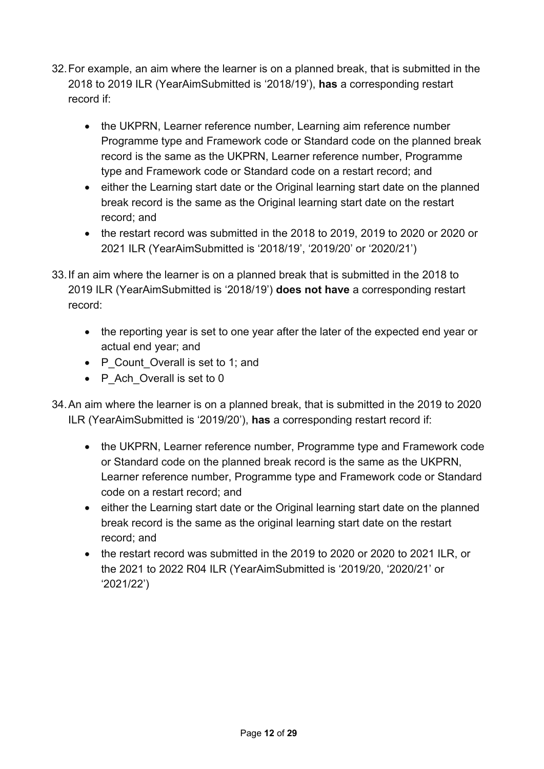32. For example, an aim where the learner is on a planned break, that is submitted in the 2018 to 2019 ILR (YearAimSubmitted is '2018/19'), **has** a corresponding restart record if:

    - the UKPRN, Learner reference number, Learning aim reference number Programme type and Framework code or Standard code on the planned break record is the same as the UKPRN, Learner reference number, Programme type and Framework code or Standard code on a restart record; and
    - either the Learning start date or the Original learning start date on the planned break record is the same as the Original learning start date on the restart record; and
    - the restart record was submitted in the 2018 to 2019, 2019 to 2020 or 2020 or 2021 ILR (YearAimSubmitted is '2018/19', '2019/20' or '2020/21')

33. If an aim where the learner is on a planned break that is submitted in the 2018 to 2019 ILR (YearAimSubmitted is '2018/19') **does not have** a corresponding restart record:

    - the reporting year is set to one year after the later of the expected end year or actual end year; and
    - P_Count_Overall is set to 1; and
    - P_Ach_Overall is set to 0

34. An aim where the learner is on a planned break, that is submitted in the 2019 to 2020 ILR (YearAimSubmitted is '2019/20'), **has** a corresponding restart record if:

    - the UKPRN, Learner reference number, Programme type and Framework code or Standard code on the planned break record is the same as the UKPRN, Learner reference number, Programme type and Framework code or Standard code on a restart record; and
    - either the Learning start date or the Original learning start date on the planned break record is the same as the original learning start date on the restart record; and
    - the restart record was submitted in the 2019 to 2020 or 2020 to 2021 ILR, or the 2021 to 2022 R04 ILR (YearAimSubmitted is '2019/20, '2020/21' or '2021/22')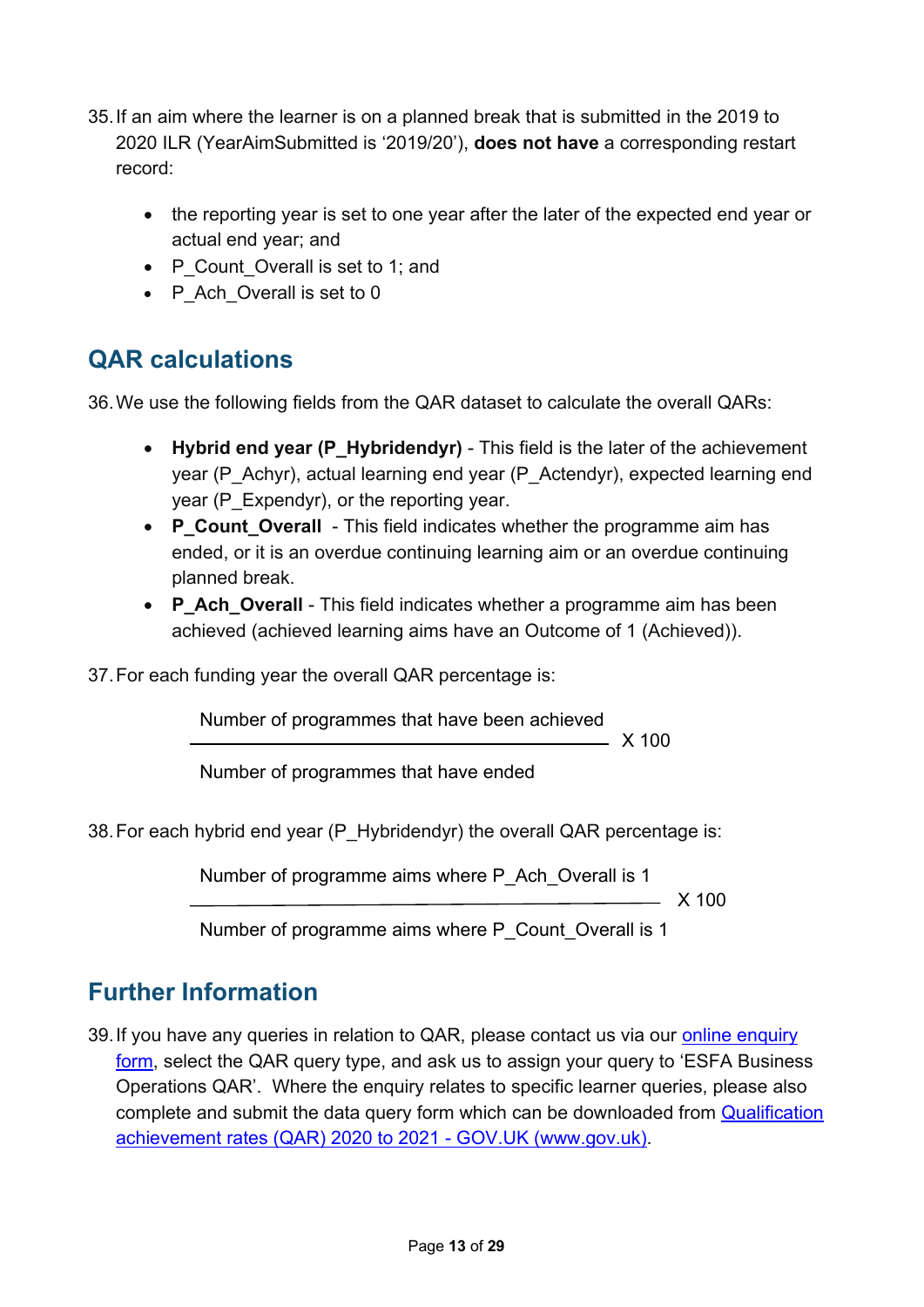35. If an aim where the learner is on a planned break that is submitted in the 2019 to 2020 ILR (YearAimSubmitted is '2019/20'), **does not have** a corresponding restart record:

    - the reporting year is set to one year after the later of the expected end year or actual end year; and
    - P_Count_Overall is set to 1; and
    - P_Ach_Overall is set to 0

## QAR calculations

36. We use the following fields from the QAR dataset to calculate the overall QARs:

    - **Hybrid end year (P_Hybridendyr)** - This field is the later of the achievement year (P_Achyr), actual learning end year (P_Actendyr), expected learning end year (P_Expendyr), or the reporting year.
    - **P_Count_Overall** - This field indicates whether the programme aim has ended, or it is an overdue continuing learning aim or an overdue continuing planned break.
    - **P_Ach_Overall** - This field indicates whether a programme aim has been achieved (achieved learning aims have an Outcome of 1 (Achieved)).

37. For each funding year the overall QAR percentage is:

$$\frac{\text{Number of programmes that have been achieved}}{\text{Number of programmes that have ended}} \times 100$$

38. For each hybrid end year (P_Hybridendyr) the overall QAR percentage is:

$$\frac{\text{Number of programme aims where P\_Ach\_Overall is 1}}{\text{Number of programme aims where P\_Count\_Overall is 1}} \times 100$$

## Further Information

39. If you have any queries in relation to QAR, please contact us via our [online enquiry form](), select the QAR query type, and ask us to assign your query to 'ESFA Business Operations QAR'. Where the enquiry relates to specific learner queries, please also complete and submit the data query form which can be downloaded from [Qualification achievement rates (QAR) 2020 to 2021 - GOV.UK (www.gov.uk)]().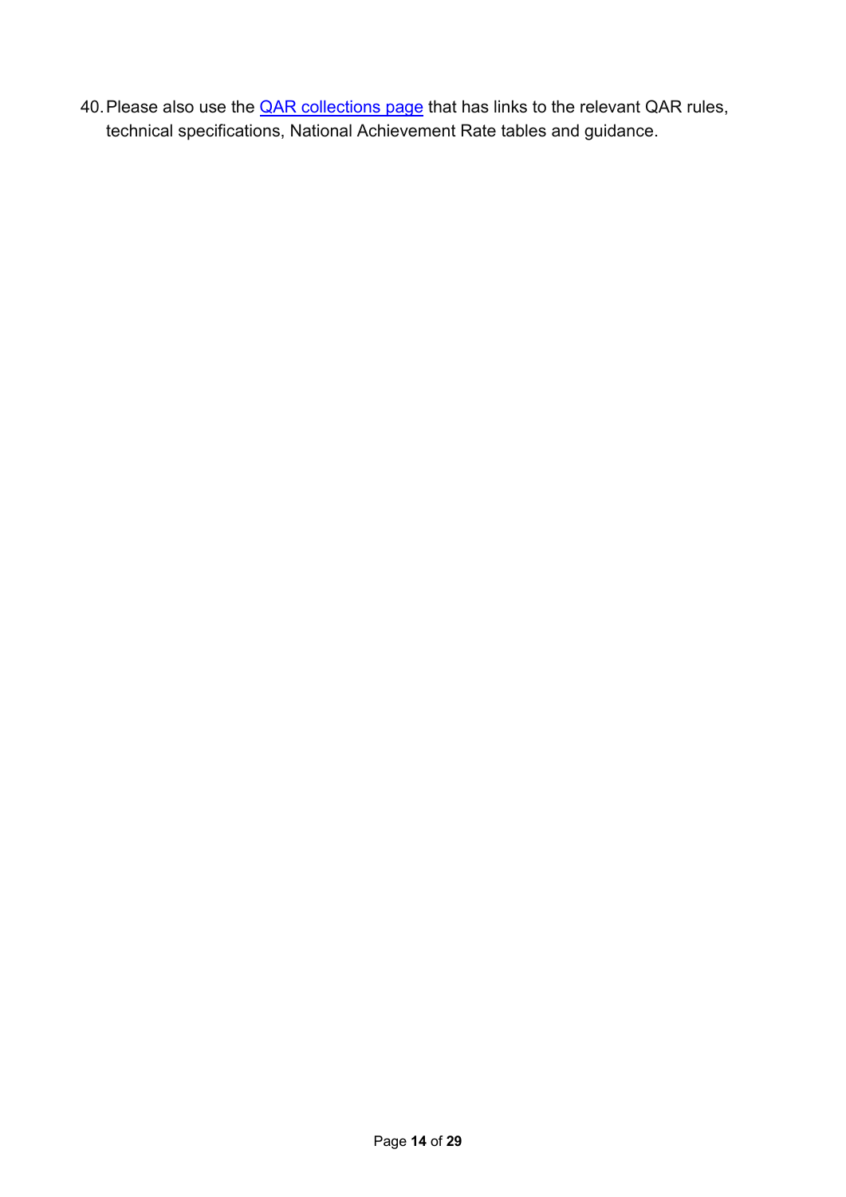40. Please also use the QAR collections page that has links to the relevant QAR rules, technical specifications, National Achievement Rate tables and guidance.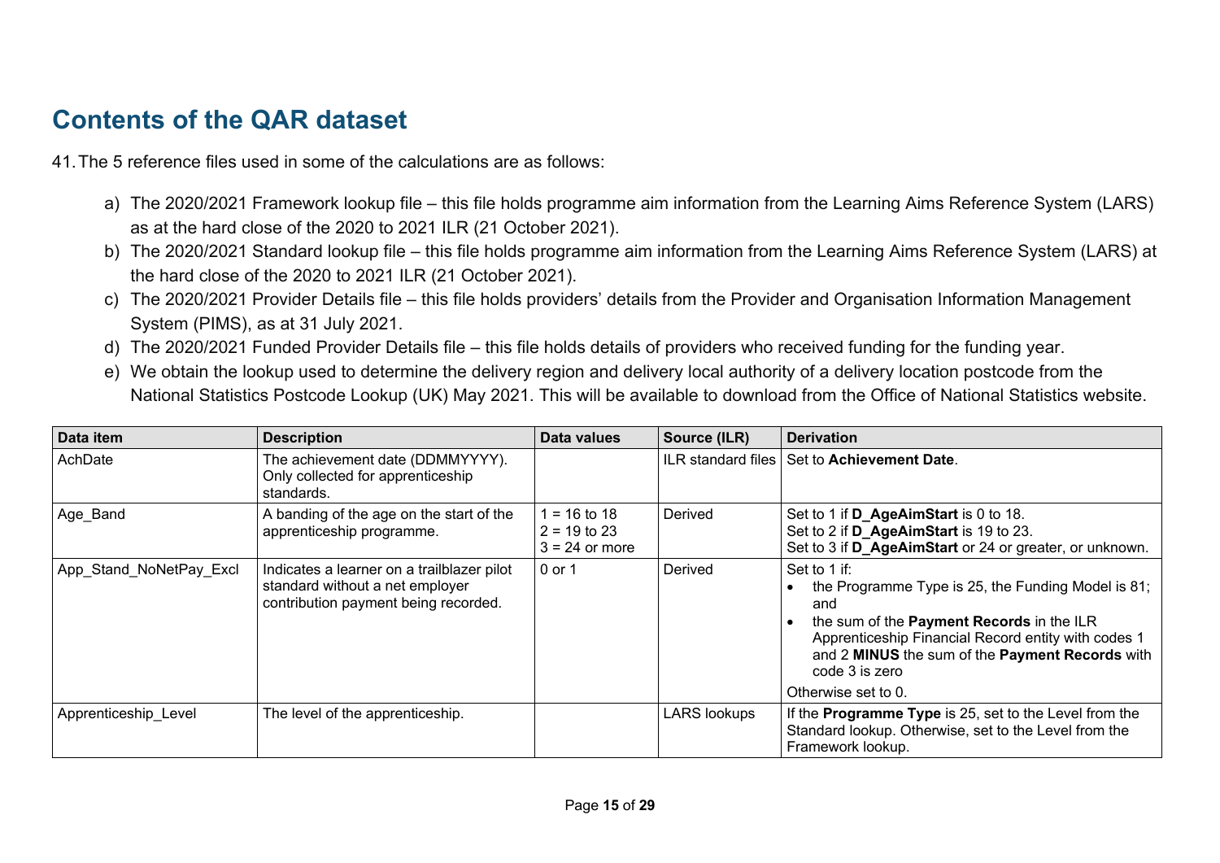## Contents of the QAR dataset

41. The 5 reference files used in some of the calculations are as follows:

   a) The 2020/2021 Framework lookup file – this file holds programme aim information from the Learning Aims Reference System (LARS) as at the hard close of the 2020 to 2021 ILR (21 October 2021).
   b) The 2020/2021 Standard lookup file – this file holds programme aim information from the Learning Aims Reference System (LARS) at the hard close of the 2020 to 2021 ILR (21 October 2021).
   c) The 2020/2021 Provider Details file – this file holds providers' details from the Provider and Organisation Information Management System (PIMS), as at 31 July 2021.
   d) The 2020/2021 Funded Provider Details file – this file holds details of providers who received funding for the funding year.
   e) We obtain the lookup used to determine the delivery region and delivery local authority of a delivery location postcode from the National Statistics Postcode Lookup (UK) May 2021. This will be available to download from the Office of National Statistics website.

| Data item | Description | Data values | Source (ILR) | Derivation |
|---|---|---|---|---|
| AchDate | The achievement date (DDMMYYYY). Only collected for apprenticeship standards. | | ILR standard files | Set to **Achievement Date**. |
| Age_Band | A banding of the age on the start of the apprenticeship programme. | 1 = 16 to 18<br>2 = 19 to 23<br>3 = 24 or more | Derived | Set to 1 if **D_AgeAimStart** is 0 to 18.<br>Set to 2 if **D_AgeAimStart** is 19 to 23.<br>Set to 3 if **D_AgeAimStart** or 24 or greater, or unknown. |
| App_Stand_NoNetPay_Excl | Indicates a learner on a trailblazer pilot standard without a net employer contribution payment being recorded. | 0 or 1 | Derived | Set to 1 if:<br>• the Programme Type is 25, the Funding Model is 81; and<br>• the sum of the **Payment Records** in the ILR Apprenticeship Financial Record entity with codes 1 and 2 **MINUS** the sum of the **Payment Records** with code 3 is zero<br>Otherwise set to 0. |
| Apprenticeship_Level | The level of the apprenticeship. | | LARS lookups | If the **Programme Type** is 25, set to the Level from the Standard lookup. Otherwise, set to the Level from the Framework lookup. |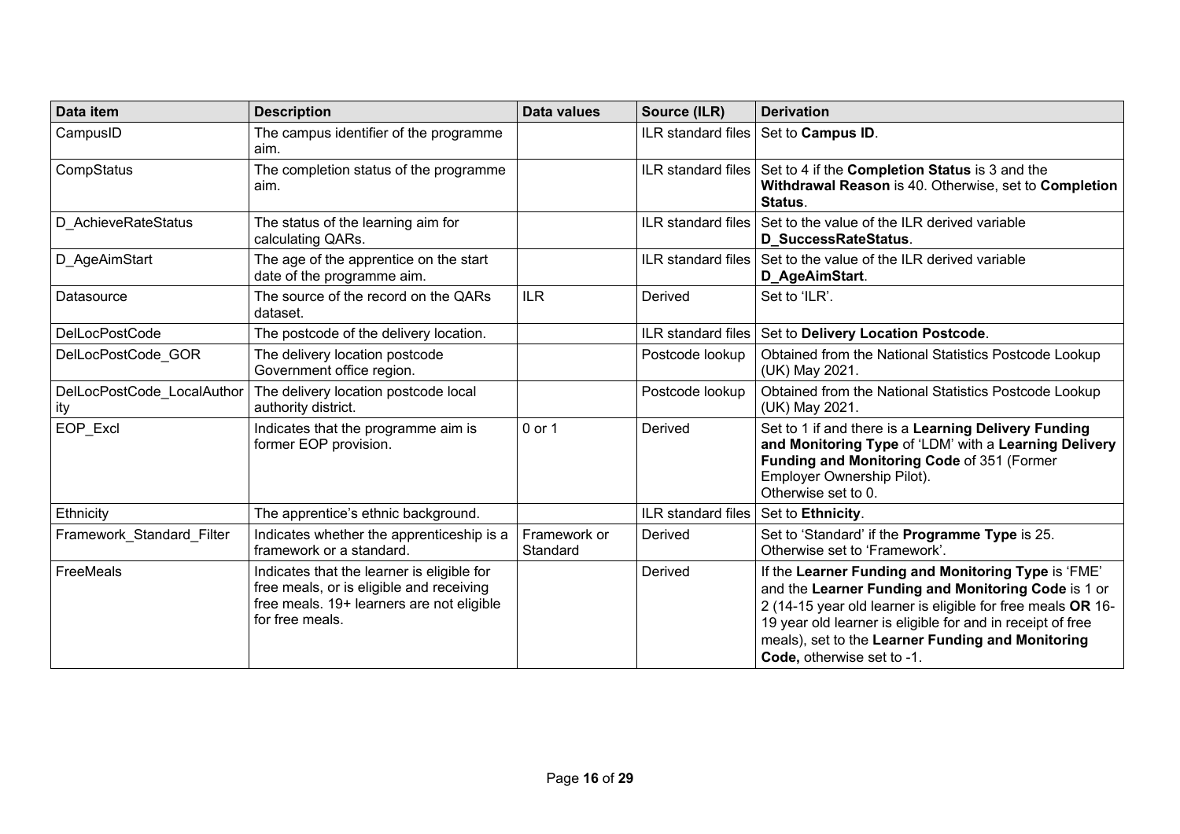| Data item | Description | Data values | Source (ILR) | Derivation |
|---|---|---|---|---|
| CampusID | The campus identifier of the programme aim. | | ILR standard files | Set to **Campus ID**. |
| CompStatus | The completion status of the programme aim. | | ILR standard files | Set to 4 if the **Completion Status** is 3 and the **Withdrawal Reason** is 40. Otherwise, set to **Completion Status**. |
| D_AchieveRateStatus | The status of the learning aim for calculating QARs. | | ILR standard files | Set to the value of the ILR derived variable **D_SuccessRateStatus**. |
| D_AgeAimStart | The age of the apprentice on the start date of the programme aim. | | ILR standard files | Set to the value of the ILR derived variable **D_AgeAimStart**. |
| Datasource | The source of the record on the QARs dataset. | ILR | Derived | Set to 'ILR'. |
| DelLocPostCode | The postcode of the delivery location. | | ILR standard files | Set to **Delivery Location Postcode**. |
| DelLocPostCode_GOR | The delivery location postcode Government office region. | | Postcode lookup | Obtained from the National Statistics Postcode Lookup (UK) May 2021. |
| DelLocPostCode_LocalAuthority | The delivery location postcode local authority district. | | Postcode lookup | Obtained from the National Statistics Postcode Lookup (UK) May 2021. |
| EOP_Excl | Indicates that the programme aim is former EOP provision. | 0 or 1 | Derived | Set to 1 if and there is a **Learning Delivery Funding and Monitoring Type** of 'LDM' with a **Learning Delivery Funding and Monitoring Code** of 351 (Former Employer Ownership Pilot).<br>Otherwise set to 0. |
| Ethnicity | The apprentice's ethnic background. | | ILR standard files | Set to **Ethnicity**. |
| Framework_Standard_Filter | Indicates whether the apprenticeship is a framework or a standard. | Framework or Standard | Derived | Set to 'Standard' if the **Programme Type** is 25. Otherwise set to 'Framework'. |
| FreeMeals | Indicates that the learner is eligible for free meals, or is eligible and receiving free meals. 19+ learners are not eligible for free meals. | | Derived | If the **Learner Funding and Monitoring Type** is 'FME' and the **Learner Funding and Monitoring Code** is 1 or 2 (14-15 year old learner is eligible for free meals **OR** 16-19 year old learner is eligible for and in receipt of free meals), set to the **Learner Funding and Monitoring Code,** otherwise set to -1. |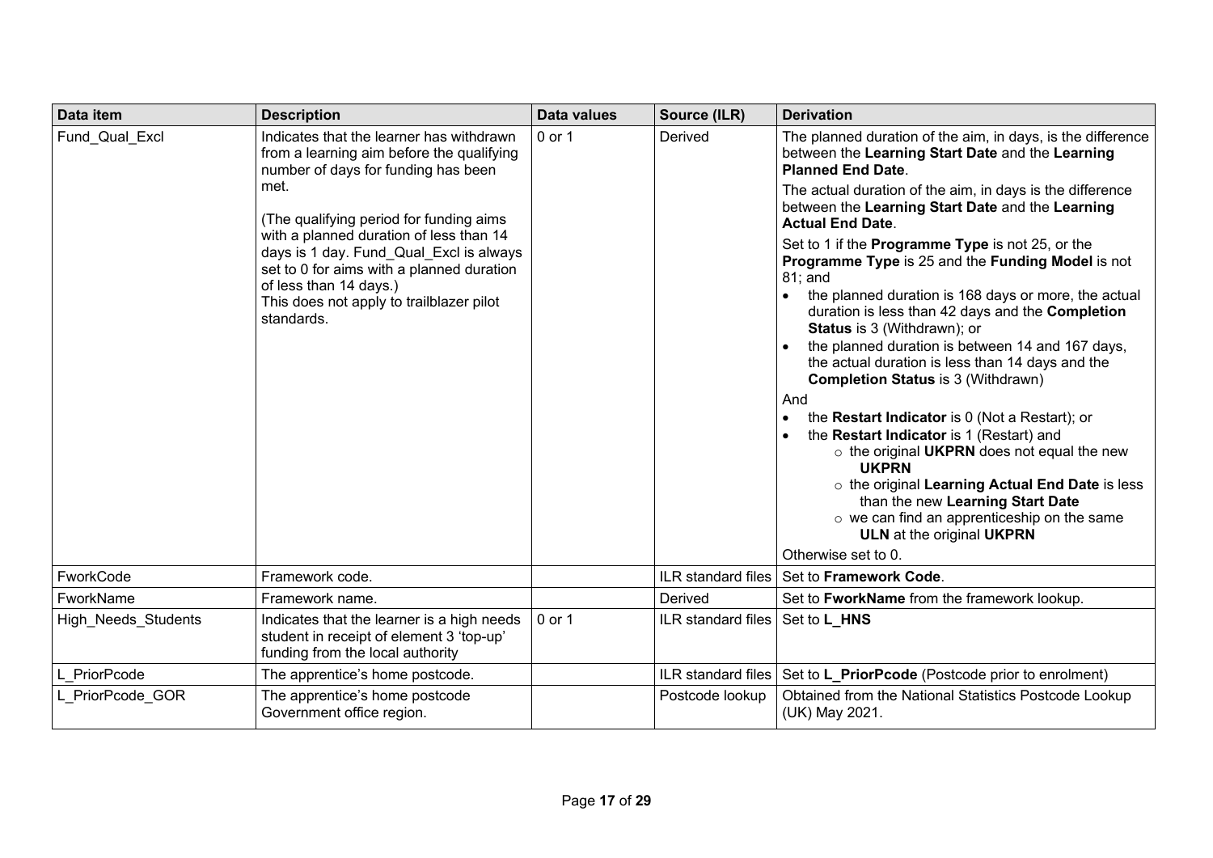| Data item | Description | Data values | Source (ILR) | Derivation |
|---|---|---|---|---|
| Fund_Qual_Excl | Indicates that the learner has withdrawn from a learning aim before the qualifying number of days for funding has been met.<br><br>(The qualifying period for funding aims with a planned duration of less than 14 days is 1 day. Fund_Qual_Excl is always set to 0 for aims with a planned duration of less than 14 days.)<br>This does not apply to trailblazer pilot standards. | 0 or 1 | Derived | The planned duration of the aim, in days, is the difference between the **Learning Start Date** and the **Learning Planned End Date**.<br>The actual duration of the aim, in days is the difference between the **Learning Start Date** and the **Learning Actual End Date**.<br>Set to 1 if the **Programme Type** is not 25, or the **Programme Type** is 25 and the **Funding Model** is not 81; and<br>• the planned duration is 168 days or more, the actual duration is less than 42 days and the **Completion Status** is 3 (Withdrawn); or<br>• the planned duration is between 14 and 167 days, the actual duration is less than 14 days and the **Completion Status** is 3 (Withdrawn)<br>And<br>• the **Restart Indicator** is 0 (Not a Restart); or<br>• the **Restart Indicator** is 1 (Restart) and<br>  ○ the original **UKPRN** does not equal the new **UKPRN**<br>  ○ the original **Learning Actual End Date** is less than the new **Learning Start Date**<br>  ○ we can find an apprenticeship on the same **ULN** at the original **UKPRN**<br>Otherwise set to 0. |
| FworkCode | Framework code. | | ILR standard files | Set to **Framework Code**. |
| FworkName | Framework name. | | Derived | Set to **FworkName** from the framework lookup. |
| High_Needs_Students | Indicates that the learner is a high needs student in receipt of element 3 'top-up' funding from the local authority | 0 or 1 | ILR standard files | Set to **L_HNS** |
| L_PriorPcode | The apprentice's home postcode. | | ILR standard files | Set to **L_PriorPcode** (Postcode prior to enrolment) |
| L_PriorPcode_GOR | The apprentice's home postcode Government office region. | | Postcode lookup | Obtained from the National Statistics Postcode Lookup (UK) May 2021. |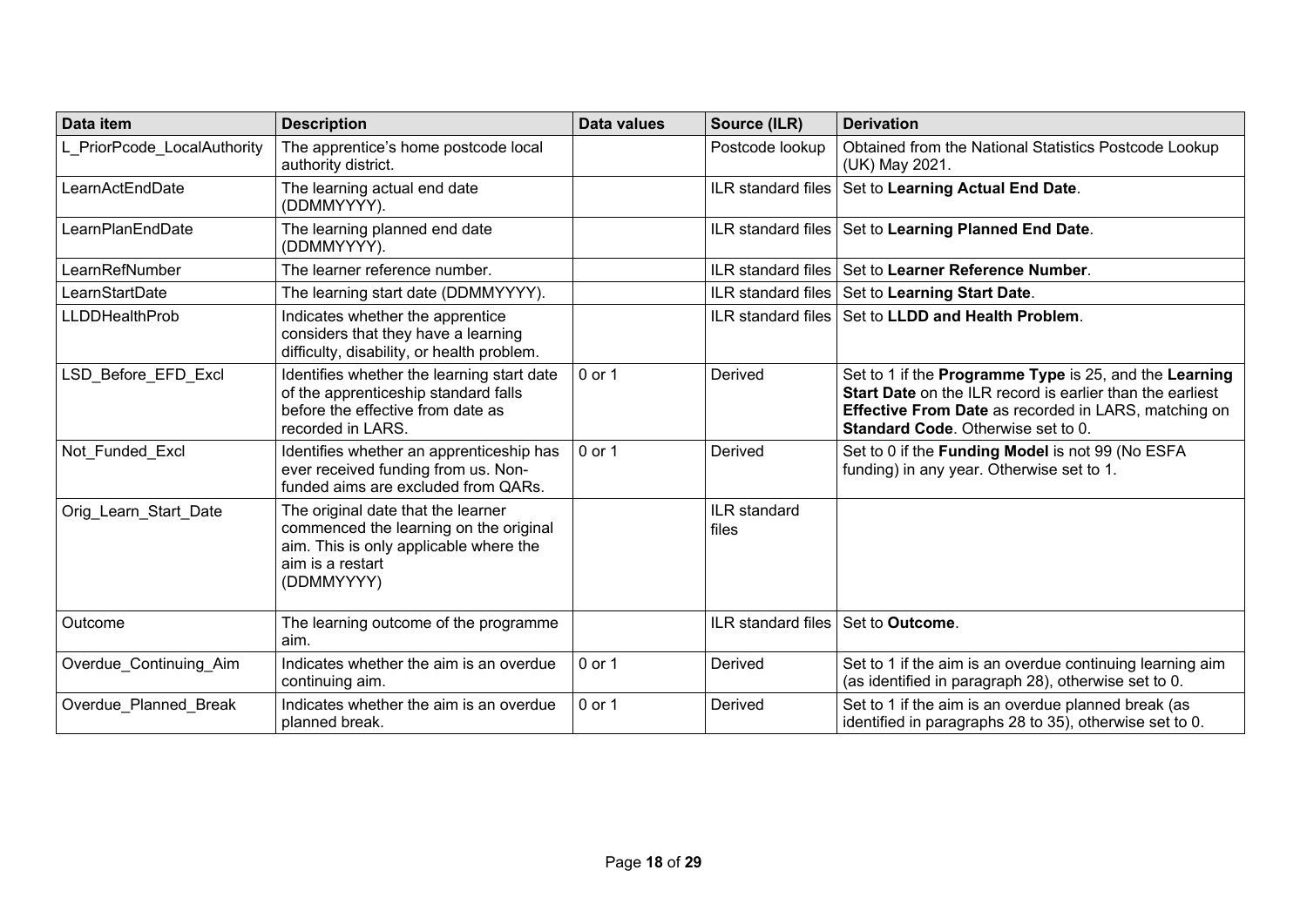| Data item | Description | Data values | Source (ILR) | Derivation |
| --- | --- | --- | --- | --- |
| L_PriorPcode_LocalAuthority | The apprentice's home postcode local authority district. | | Postcode lookup | Obtained from the National Statistics Postcode Lookup (UK) May 2021. |
| LearnActEndDate | The learning actual end date (DDMMYYYY). | | ILR standard files | Set to **Learning Actual End Date**. |
| LearnPlanEndDate | The learning planned end date (DDMMYYYY). | | ILR standard files | Set to **Learning Planned End Date**. |
| LearnRefNumber | The learner reference number. | | ILR standard files | Set to **Learner Reference Number**. |
| LearnStartDate | The learning start date (DDMMYYYY). | | ILR standard files | Set to **Learning Start Date**. |
| LLDDHealthProb | Indicates whether the apprentice considers that they have a learning difficulty, disability, or health problem. | | ILR standard files | Set to **LLDD and Health Problem**. |
| LSD_Before_EFD_Excl | Identifies whether the learning start date of the apprenticeship standard falls before the effective from date as recorded in LARS. | 0 or 1 | Derived | Set to 1 if the **Programme Type** is 25, and the **Learning Start Date** on the ILR record is earlier than the earliest **Effective From Date** as recorded in LARS, matching on **Standard Code**. Otherwise set to 0. |
| Not_Funded_Excl | Identifies whether an apprenticeship has ever received funding from us. Non-funded aims are excluded from QARs. | 0 or 1 | Derived | Set to 0 if the **Funding Model** is not 99 (No ESFA funding) in any year. Otherwise set to 1. |
| Orig_Learn_Start_Date | The original date that the learner commenced the learning on the original aim. This is only applicable where the aim is a restart (DDMMYYYY) | | ILR standard files | |
| Outcome | The learning outcome of the programme aim. | | ILR standard files | Set to **Outcome**. |
| Overdue_Continuing_Aim | Indicates whether the aim is an overdue continuing aim. | 0 or 1 | Derived | Set to 1 if the aim is an overdue continuing learning aim (as identified in paragraph 28), otherwise set to 0. |
| Overdue_Planned_Break | Indicates whether the aim is an overdue planned break. | 0 or 1 | Derived | Set to 1 if the aim is an overdue planned break (as identified in paragraphs 28 to 35), otherwise set to 0. |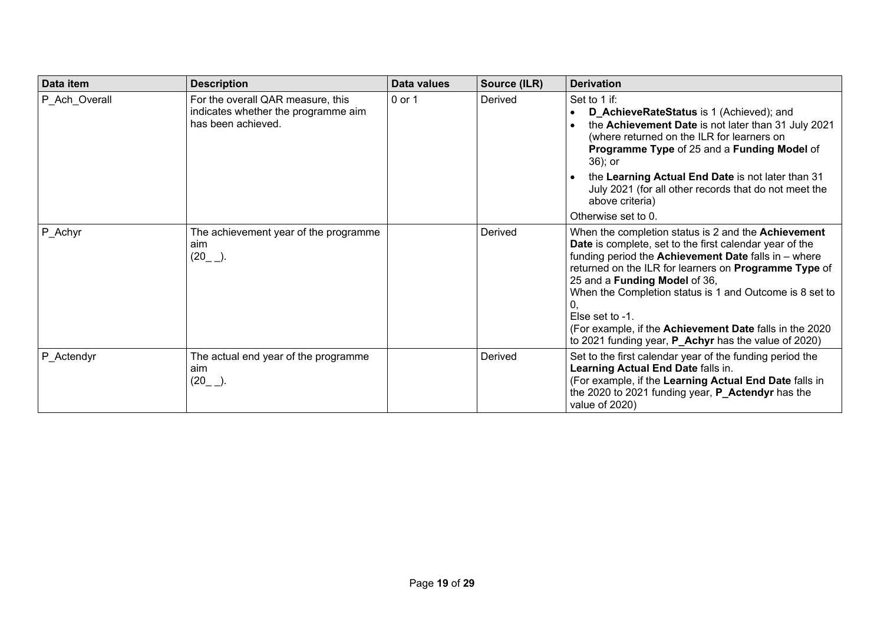| Data item | Description | Data values | Source (ILR) | Derivation |
| --- | --- | --- | --- | --- |
| P_Ach_Overall | For the overall QAR measure, this indicates whether the programme aim has been achieved. | 0 or 1 | Derived | Set to 1 if:<br>• **D_AchieveRateStatus** is 1 (Achieved); and<br>• the **Achievement Date** is not later than 31 July 2021 (where returned on the ILR for learners on **Programme Type** of 25 and a **Funding Model** of 36); or<br>• the **Learning Actual End Date** is not later than 31 July 2021 (for all other records that do not meet the above criteria)<br>Otherwise set to 0. |
| P_Achyr | The achievement year of the programme aim (20_ _). | | Derived | When the completion status is 2 and the **Achievement Date** is complete, set to the first calendar year of the funding period the **Achievement Date** falls in – where returned on the ILR for learners on **Programme Type** of 25 and a **Funding Model** of 36,<br>When the Completion status is 1 and Outcome is 8 set to 0,<br>Else set to -1.<br>(For example, if the **Achievement Date** falls in the 2020 to 2021 funding year, **P_Achyr** has the value of 2020) |
| P_Actendyr | The actual end year of the programme aim (20_ _). | | Derived | Set to the first calendar year of the funding period the **Learning Actual End Date** falls in.<br>(For example, if the **Learning Actual End Date** falls in the 2020 to 2021 funding year, **P_Actendyr** has the value of 2020) |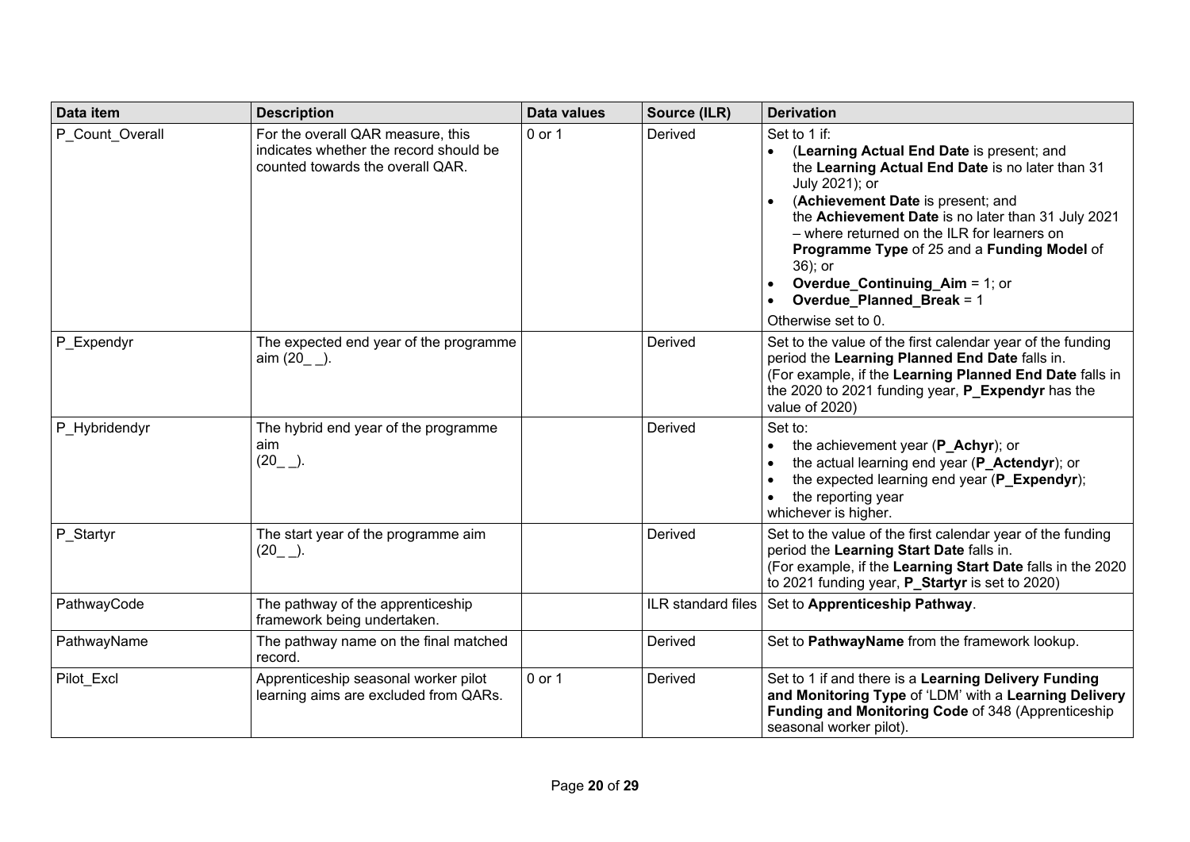| Data item | Description | Data values | Source (ILR) | Derivation |
|---|---|---|---|---|
| P_Count_Overall | For the overall QAR measure, this indicates whether the record should be counted towards the overall QAR. | 0 or 1 | Derived | Set to 1 if:<br>• (**Learning Actual End Date** is present; and the **Learning Actual End Date** is no later than 31 July 2021); or<br>• (**Achievement Date** is present; and the **Achievement Date** is no later than 31 July 2021 – where returned on the ILR for learners on **Programme Type** of 25 and a **Funding Model** of 36); or<br>• **Overdue_Continuing_Aim** = 1; or<br>• **Overdue_Planned_Break** = 1<br>Otherwise set to 0. |
| P_Expendyr | The expected end year of the programme aim (20_ _). | | Derived | Set to the value of the first calendar year of the funding period the **Learning Planned End Date** falls in.<br>(For example, if the **Learning Planned End Date** falls in the 2020 to 2021 funding year, **P_Expendyr** has the value of 2020) |
| P_Hybridendyr | The hybrid end year of the programme aim<br>(20_ _). | | Derived | Set to:<br>• the achievement year (**P_Achyr**); or<br>• the actual learning end year (**P_Actendyr**); or<br>• the expected learning end year (**P_Expendyr**);<br>• the reporting year<br>whichever is higher. |
| P_Startyr | The start year of the programme aim<br>(20_ _). | | Derived | Set to the value of the first calendar year of the funding period the **Learning Start Date** falls in.<br>(For example, if the **Learning Start Date** falls in the 2020 to 2021 funding year, **P_Startyr** is set to 2020) |
| PathwayCode | The pathway of the apprenticeship framework being undertaken. | | ILR standard files | Set to **Apprenticeship Pathway**. |
| PathwayName | The pathway name on the final matched record. | | Derived | Set to **PathwayName** from the framework lookup. |
| Pilot_Excl | Apprenticeship seasonal worker pilot learning aims are excluded from QARs. | 0 or 1 | Derived | Set to 1 if and there is a **Learning Delivery Funding and Monitoring Type** of 'LDM' with a **Learning Delivery Funding and Monitoring Code** of 348 (Apprenticeship seasonal worker pilot). |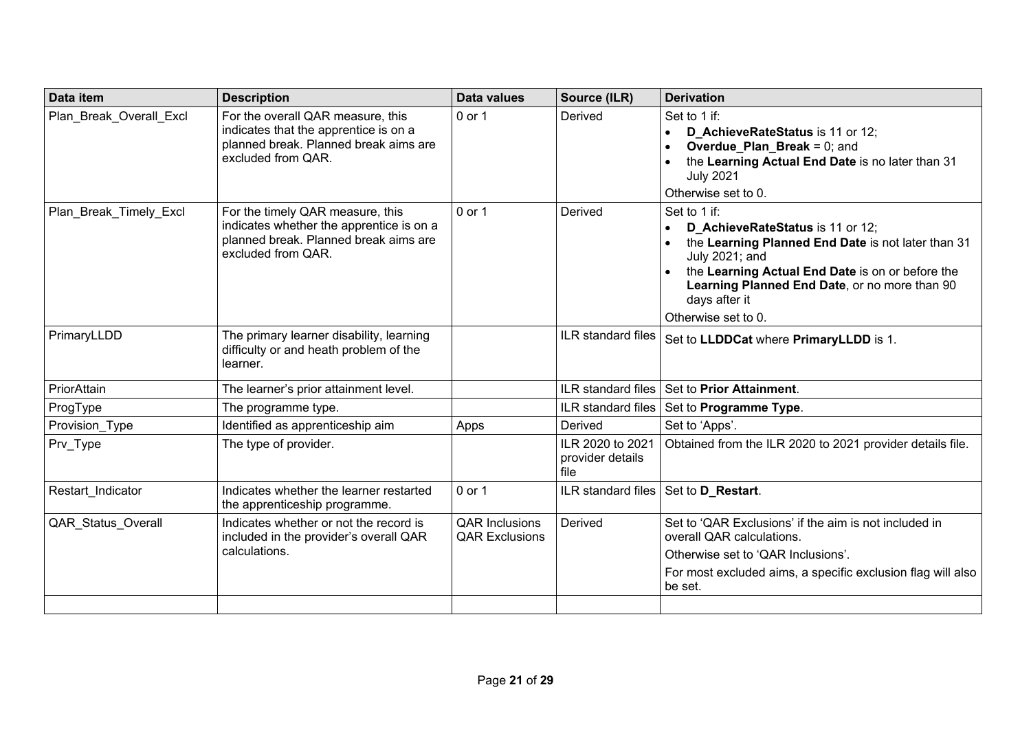| Data item | Description | Data values | Source (ILR) | Derivation |
|---|---|---|---|---|
| Plan_Break_Overall_Excl | For the overall QAR measure, this indicates that the apprentice is on a planned break. Planned break aims are excluded from QAR. | 0 or 1 | Derived | Set to 1 if:<br>• **D_AchieveRateStatus** is 11 or 12;<br>• **Overdue_Plan_Break** = 0; and<br>• the **Learning Actual End Date** is no later than 31 July 2021<br>Otherwise set to 0. |
| Plan_Break_Timely_Excl | For the timely QAR measure, this indicates whether the apprentice is on a planned break. Planned break aims are excluded from QAR. | 0 or 1 | Derived | Set to 1 if:<br>• **D_AchieveRateStatus** is 11 or 12;<br>• the **Learning Planned End Date** is not later than 31 July 2021; and<br>• the **Learning Actual End Date** is on or before the **Learning Planned End Date**, or no more than 90 days after it<br>Otherwise set to 0. |
| PrimaryLLDD | The primary learner disability, learning difficulty or and heath problem of the learner. | | ILR standard files | Set to **LLDDCat** where **PrimaryLLDD** is 1. |
| PriorAttain | The learner's prior attainment level. | | ILR standard files | Set to **Prior Attainment**. |
| ProgType | The programme type. | | ILR standard files | Set to **Programme Type**. |
| Provision_Type | Identified as apprenticeship aim | Apps | Derived | Set to 'Apps'. |
| Prv_Type | The type of provider. | | ILR 2020 to 2021 provider details file | Obtained from the ILR 2020 to 2021 provider details file. |
| Restart_Indicator | Indicates whether the learner restarted the apprenticeship programme. | 0 or 1 | ILR standard files | Set to **D_Restart**. |
| QAR_Status_Overall | Indicates whether or not the record is included in the provider's overall QAR calculations. | QAR Inclusions<br>QAR Exclusions | Derived | Set to 'QAR Exclusions' if the aim is not included in overall QAR calculations.<br>Otherwise set to 'QAR Inclusions'.<br>For most excluded aims, a specific exclusion flag will also be set. |
| | | | | |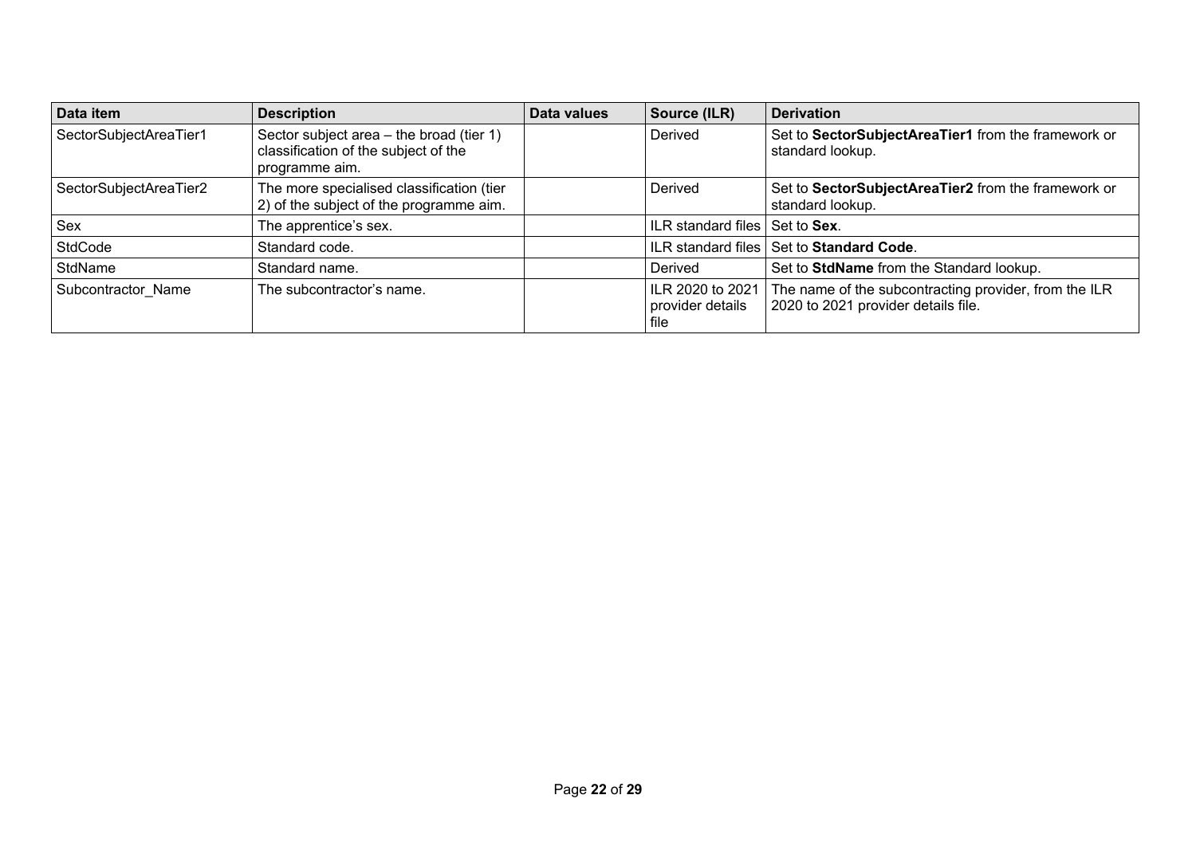| Data item | Description | Data values | Source (ILR) | Derivation |
|---|---|---|---|---|
| SectorSubjectAreaTier1 | Sector subject area – the broad (tier 1) classification of the subject of the programme aim. | | Derived | Set to **SectorSubjectAreaTier1** from the framework or standard lookup. |
| SectorSubjectAreaTier2 | The more specialised classification (tier 2) of the subject of the programme aim. | | Derived | Set to **SectorSubjectAreaTier2** from the framework or standard lookup. |
| Sex | The apprentice's sex. | | ILR standard files | Set to **Sex**. |
| StdCode | Standard code. | | ILR standard files | Set to **Standard Code**. |
| StdName | Standard name. | | Derived | Set to **StdName** from the Standard lookup. |
| Subcontractor_Name | The subcontractor's name. | | ILR 2020 to 2021 provider details file | The name of the subcontracting provider, from the ILR 2020 to 2021 provider details file. |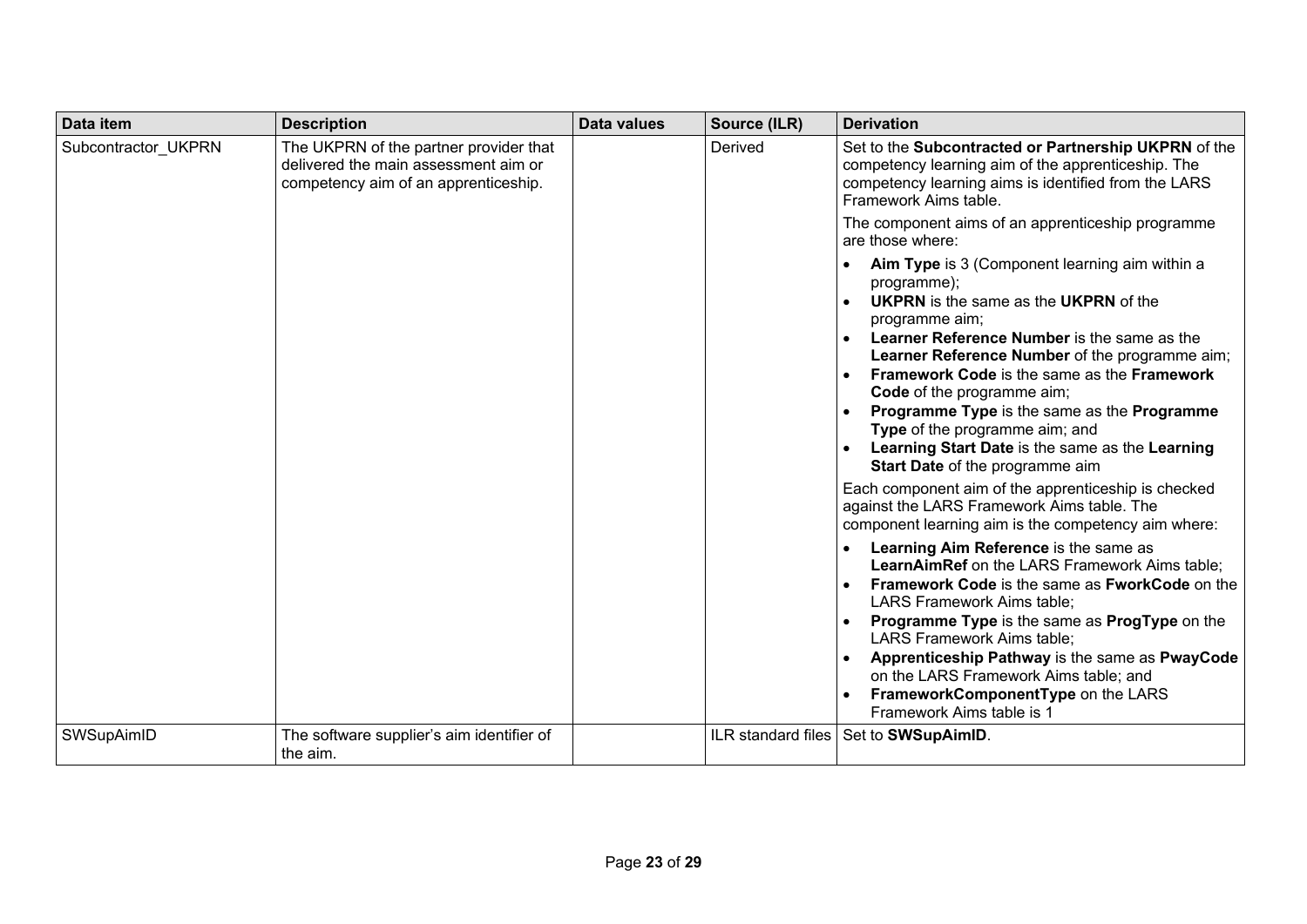| Data item | Description | Data values | Source (ILR) | Derivation |
| --- | --- | --- | --- | --- |
| Subcontractor_UKPRN | The UKPRN of the partner provider that delivered the main assessment aim or competency aim of an apprenticeship. | | Derived | Set to the **Subcontracted or Partnership UKPRN** of the competency learning aim of the apprenticeship. The competency learning aims is identified from the LARS Framework Aims table.<br><br>The component aims of an apprenticeship programme are those where:<br><br>• **Aim Type** is 3 (Component learning aim within a programme);<br>• **UKPRN** is the same as the **UKPRN** of the programme aim;<br>• **Learner Reference Number** is the same as the **Learner Reference Number** of the programme aim;<br>• **Framework Code** is the same as the **Framework Code** of the programme aim;<br>• **Programme Type** is the same as the **Programme Type** of the programme aim; and<br>• **Learning Start Date** is the same as the **Learning Start Date** of the programme aim<br><br>Each component aim of the apprenticeship is checked against the LARS Framework Aims table. The component learning aim is the competency aim where:<br><br>• **Learning Aim Reference** is the same as **LearnAimRef** on the LARS Framework Aims table;<br>• **Framework Code** is the same as **FworkCode** on the LARS Framework Aims table;<br>• **Programme Type** is the same as **ProgType** on the LARS Framework Aims table;<br>• **Apprenticeship Pathway** is the same as **PwayCode** on the LARS Framework Aims table; and<br>• **FrameworkComponentType** on the LARS Framework Aims table is 1 |
| SWSupAimID | The software supplier's aim identifier of the aim. | | ILR standard files | Set to **SWSupAimID**. |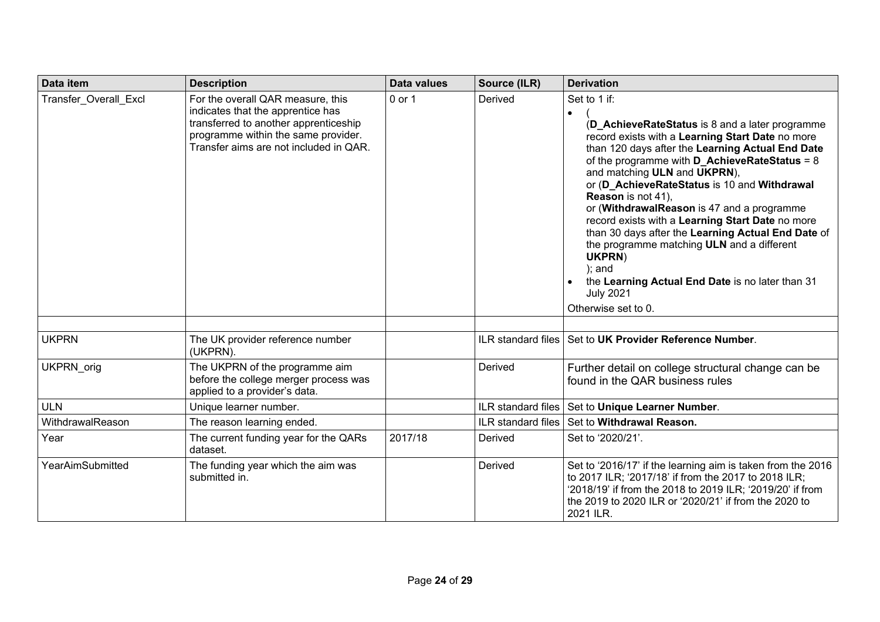| Data item | Description | Data values | Source (ILR) | Derivation |
| --- | --- | --- | --- | --- |
| Transfer_Overall_Excl | For the overall QAR measure, this indicates that the apprentice has transferred to another apprenticeship programme within the same provider. Transfer aims are not included in QAR. | 0 or 1 | Derived | Set to 1 if:<br>• (<br>(**D_AchieveRateStatus** is 8 and a later programme record exists with a **Learning Start Date** no more than 120 days after the **Learning Actual End Date** of the programme with **D_AchieveRateStatus** = 8 and matching **ULN** and **UKPRN**),<br>or (**D_AchieveRateStatus** is 10 and **Withdrawal Reason** is not 41),<br>or (**WithdrawalReason** is 47 and a programme record exists with a **Learning Start Date** no more than 30 days after the **Learning Actual End Date** of the programme matching **ULN** and a different **UKPRN**)<br>); and<br>• the **Learning Actual End Date** is no later than 31 July 2021<br>Otherwise set to 0. |
| | | | | |
| UKPRN | The UK provider reference number (UKPRN). | | ILR standard files | Set to **UK Provider Reference Number**. |
| UKPRN_orig | The UKPRN of the programme aim before the college merger process was applied to a provider's data. | | Derived | Further detail on college structural change can be found in the QAR business rules |
| ULN | Unique learner number. | | ILR standard files | Set to **Unique Learner Number**. |
| WithdrawalReason | The reason learning ended. | | ILR standard files | Set to **Withdrawal Reason.** |
| Year | The current funding year for the QARs dataset. | 2017/18 | Derived | Set to '2020/21'. |
| YearAimSubmitted | The funding year which the aim was submitted in. | | Derived | Set to '2016/17' if the learning aim is taken from the 2016 to 2017 ILR; '2017/18' if from the 2017 to 2018 ILR; '2018/19' if from the 2018 to 2019 ILR; '2019/20' if from the 2019 to 2020 ILR or '2020/21' if from the 2020 to 2021 ILR. |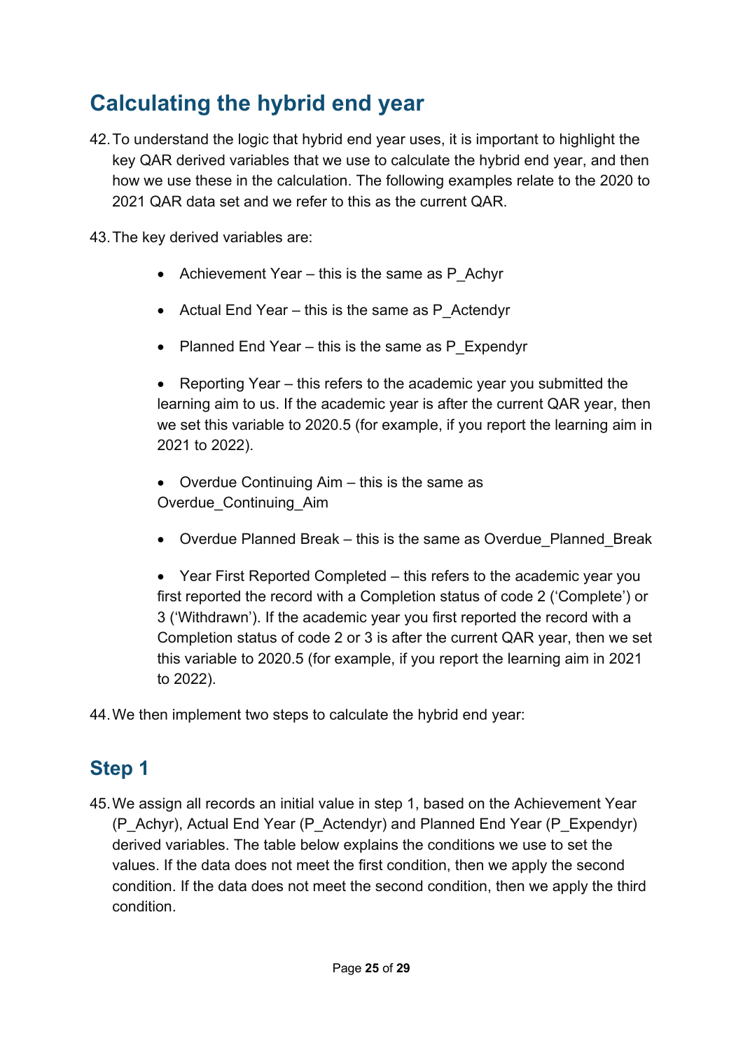## Calculating the hybrid end year

42. To understand the logic that hybrid end year uses, it is important to highlight the key QAR derived variables that we use to calculate the hybrid end year, and then how we use these in the calculation. The following examples relate to the 2020 to 2021 QAR data set and we refer to this as the current QAR.

43. The key derived variables are:

- Achievement Year – this is the same as P_Achyr
- Actual End Year – this is the same as P_Actendyr
- Planned End Year – this is the same as P_Expendyr
- Reporting Year – this refers to the academic year you submitted the learning aim to us. If the academic year is after the current QAR year, then we set this variable to 2020.5 (for example, if you report the learning aim in 2021 to 2022).
- Overdue Continuing Aim – this is the same as Overdue_Continuing_Aim
- Overdue Planned Break – this is the same as Overdue_Planned_Break
- Year First Reported Completed – this refers to the academic year you first reported the record with a Completion status of code 2 ('Complete') or 3 ('Withdrawn'). If the academic year you first reported the record with a Completion status of code 2 or 3 is after the current QAR year, then we set this variable to 2020.5 (for example, if you report the learning aim in 2021 to 2022).

44. We then implement two steps to calculate the hybrid end year:

## Step 1

45. We assign all records an initial value in step 1, based on the Achievement Year (P_Achyr), Actual End Year (P_Actendyr) and Planned End Year (P_Expendyr) derived variables. The table below explains the conditions we use to set the values. If the data does not meet the first condition, then we apply the second condition. If the data does not meet the second condition, then we apply the third condition.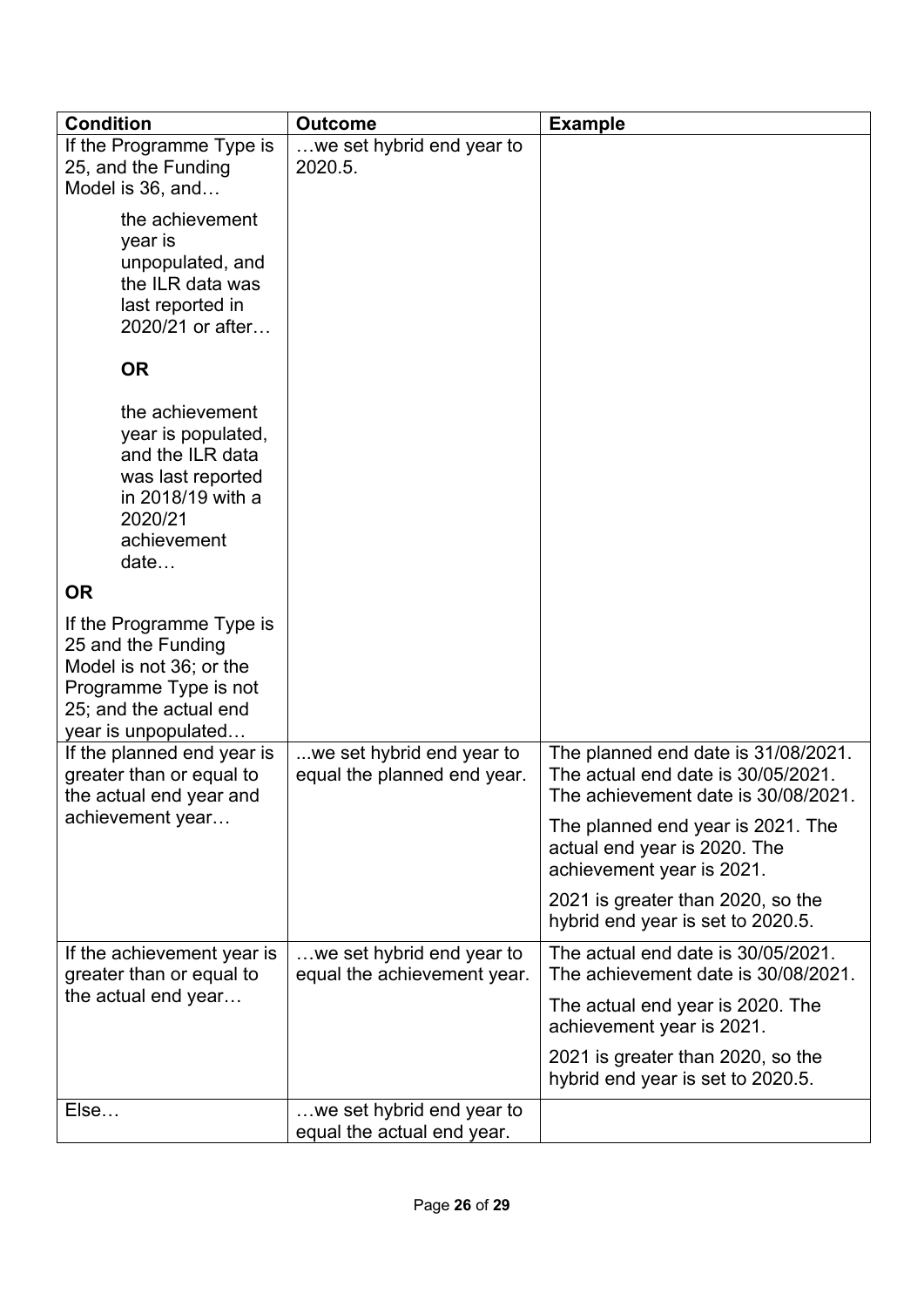| Condition | Outcome | Example |
|---|---|---|
| If the Programme Type is 25, and the Funding Model is 36, and… the achievement year is unpopulated, and the ILR data was last reported in 2020/21 or after… **OR** the achievement year is populated, and the ILR data was last reported in 2018/19 with a 2020/21 achievement date… **OR** If the Programme Type is 25 and the Funding Model is not 36; or the Programme Type is not 25; and the actual end year is unpopulated… | …we set hybrid end year to 2020.5. | |
| If the planned end year is greater than or equal to the actual end year and achievement year… | ...we set hybrid end year to equal the planned end year. | The planned end date is 31/08/2021. The actual end date is 30/05/2021. The achievement date is 30/08/2021. The planned end year is 2021. The actual end year is 2020. The achievement year is 2021. 2021 is greater than 2020, so the hybrid end year is set to 2020.5. |
| If the achievement year is greater than or equal to the actual end year… | …we set hybrid end year to equal the achievement year. | The actual end date is 30/05/2021. The achievement date is 30/08/2021. The actual end year is 2020. The achievement year is 2021. 2021 is greater than 2020, so the hybrid end year is set to 2020.5. |
| Else… | …we set hybrid end year to equal the actual end year. | |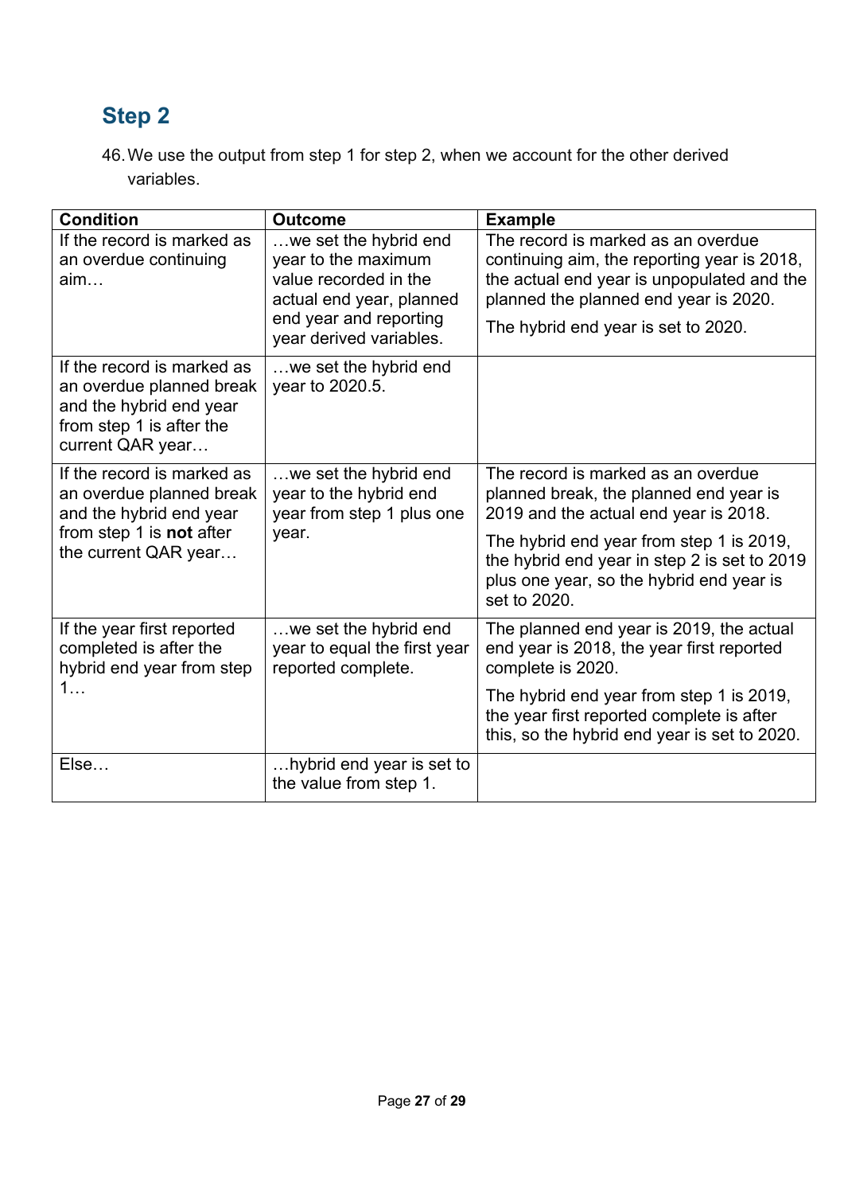## Step 2

46. We use the output from step 1 for step 2, when we account for the other derived variables.

| Condition | Outcome | Example |
|---|---|---|
| If the record is marked as an overdue continuing aim… | …we set the hybrid end year to the maximum value recorded in the actual end year, planned end year and reporting year derived variables. | The record is marked as an overdue continuing aim, the reporting year is 2018, the actual end year is unpopulated and the planned the planned end year is 2020.<br><br>The hybrid end year is set to 2020. |
| If the record is marked as an overdue planned break and the hybrid end year from step 1 is after the current QAR year… | …we set the hybrid end year to 2020.5. | |
| If the record is marked as an overdue planned break and the hybrid end year from step 1 is **not** after the current QAR year… | …we set the hybrid end year to the hybrid end year from step 1 plus one year. | The record is marked as an overdue planned break, the planned end year is 2019 and the actual end year is 2018.<br><br>The hybrid end year from step 1 is 2019, the hybrid end year in step 2 is set to 2019 plus one year, so the hybrid end year is set to 2020. |
| If the year first reported completed is after the hybrid end year from step 1… | …we set the hybrid end year to equal the first year reported complete. | The planned end year is 2019, the actual end year is 2018, the year first reported complete is 2020.<br><br>The hybrid end year from step 1 is 2019, the year first reported complete is after this, so the hybrid end year is set to 2020. |
| Else… | …hybrid end year is set to the value from step 1. | |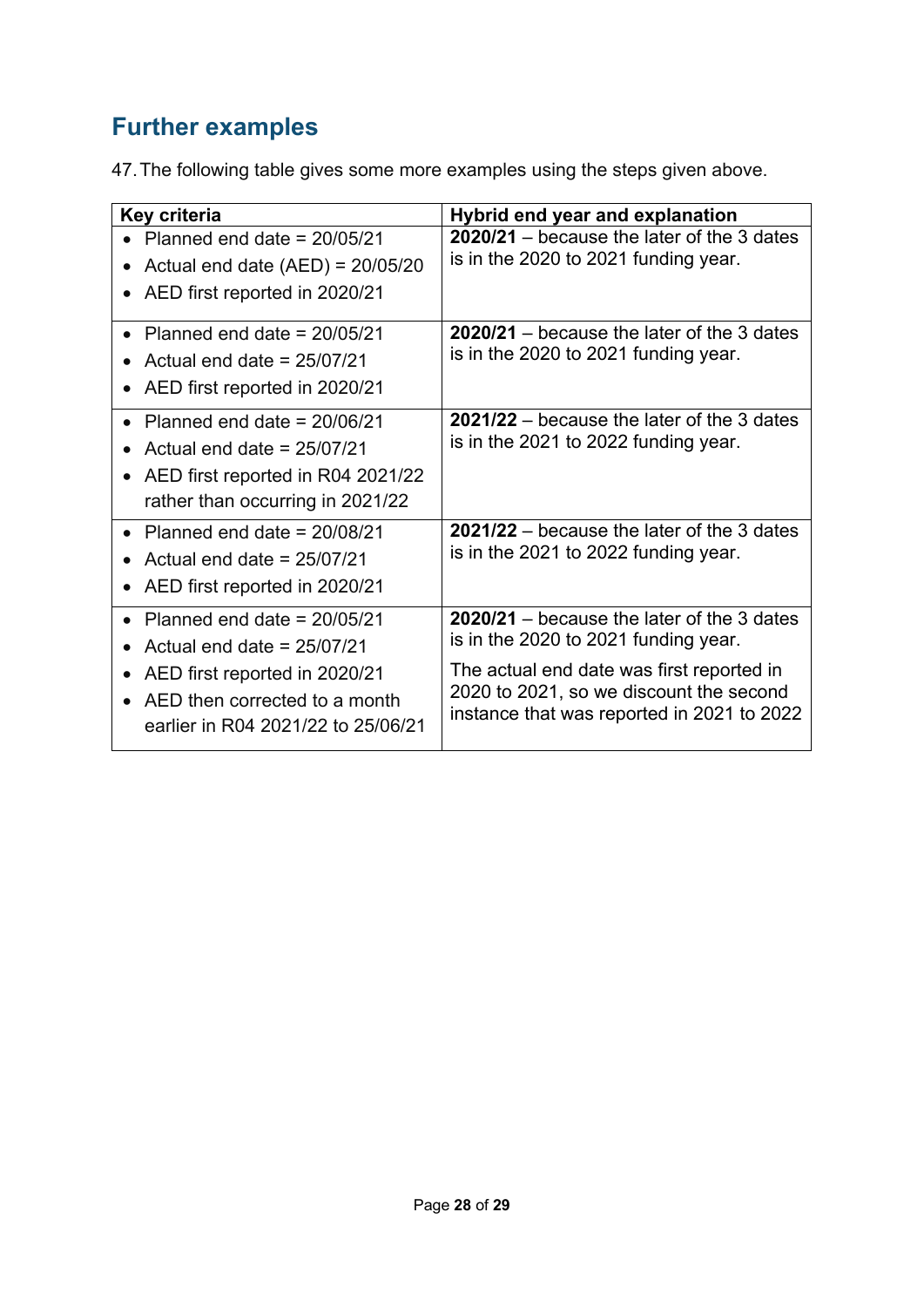## Further examples

47. The following table gives some more examples using the steps given above.

| Key criteria | Hybrid end year and explanation |
|---|---|
| • Planned end date = 20/05/21<br>• Actual end date (AED) = 20/05/20<br>• AED first reported in 2020/21 | **2020/21** – because the later of the 3 dates is in the 2020 to 2021 funding year. |
| • Planned end date = 20/05/21<br>• Actual end date = 25/07/21<br>• AED first reported in 2020/21 | **2020/21** – because the later of the 3 dates is in the 2020 to 2021 funding year. |
| • Planned end date = 20/06/21<br>• Actual end date = 25/07/21<br>• AED first reported in R04 2021/22 rather than occurring in 2021/22 | **2021/22** – because the later of the 3 dates is in the 2021 to 2022 funding year. |
| • Planned end date = 20/08/21<br>• Actual end date = 25/07/21<br>• AED first reported in 2020/21 | **2021/22** – because the later of the 3 dates is in the 2021 to 2022 funding year. |
| • Planned end date = 20/05/21<br>• Actual end date = 25/07/21<br>• AED first reported in 2020/21<br>• AED then corrected to a month earlier in R04 2021/22 to 25/06/21 | **2020/21** – because the later of the 3 dates is in the 2020 to 2021 funding year.<br>The actual end date was first reported in 2020 to 2021, so we discount the second instance that was reported in 2021 to 2022 |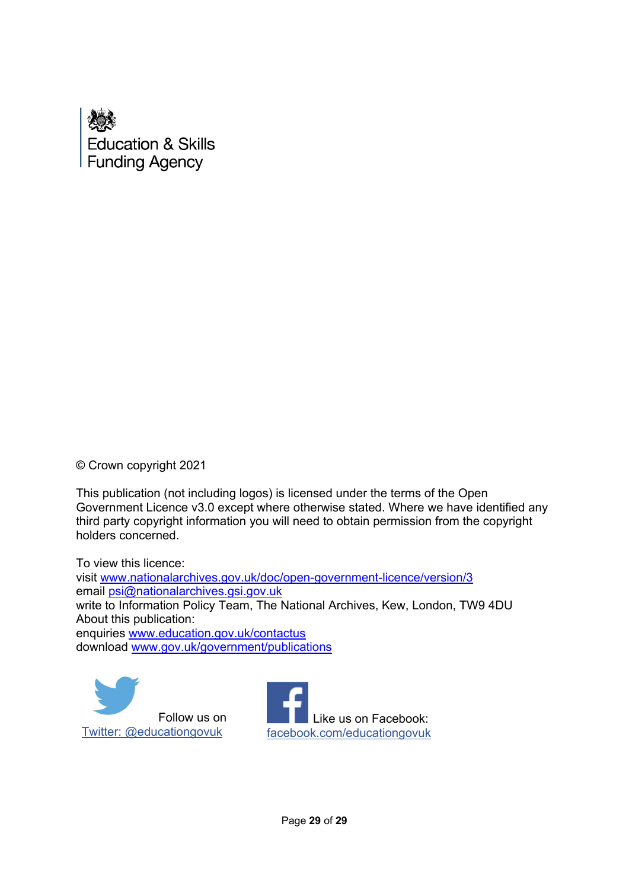Education & Skills Funding Agency

© Crown copyright 2021

This publication (not including logos) is licensed under the terms of the Open Government Licence v3.0 except where otherwise stated. Where we have identified any third party copyright information you will need to obtain permission from the copyright holders concerned.

To view this licence:
visit [www.nationalarchives.gov.uk/doc/open-government-licence/version/3](http://www.nationalarchives.gov.uk/doc/open-government-licence/version/3)
email [psi@nationalarchives.gsi.gov.uk](mailto:psi@nationalarchives.gsi.gov.uk)
write to Information Policy Team, The National Archives, Kew, London, TW9 4DU
About this publication:
enquiries [www.education.gov.uk/contactus](http://www.education.gov.uk/contactus)
download [www.gov.uk/government/publications](http://www.gov.uk/government/publications)

Follow us on [Twitter: @educationgovuk](https://twitter.com/educationgovuk)

Like us on Facebook: [facebook.com/educationgovuk](https://www.facebook.com/educationgovuk)